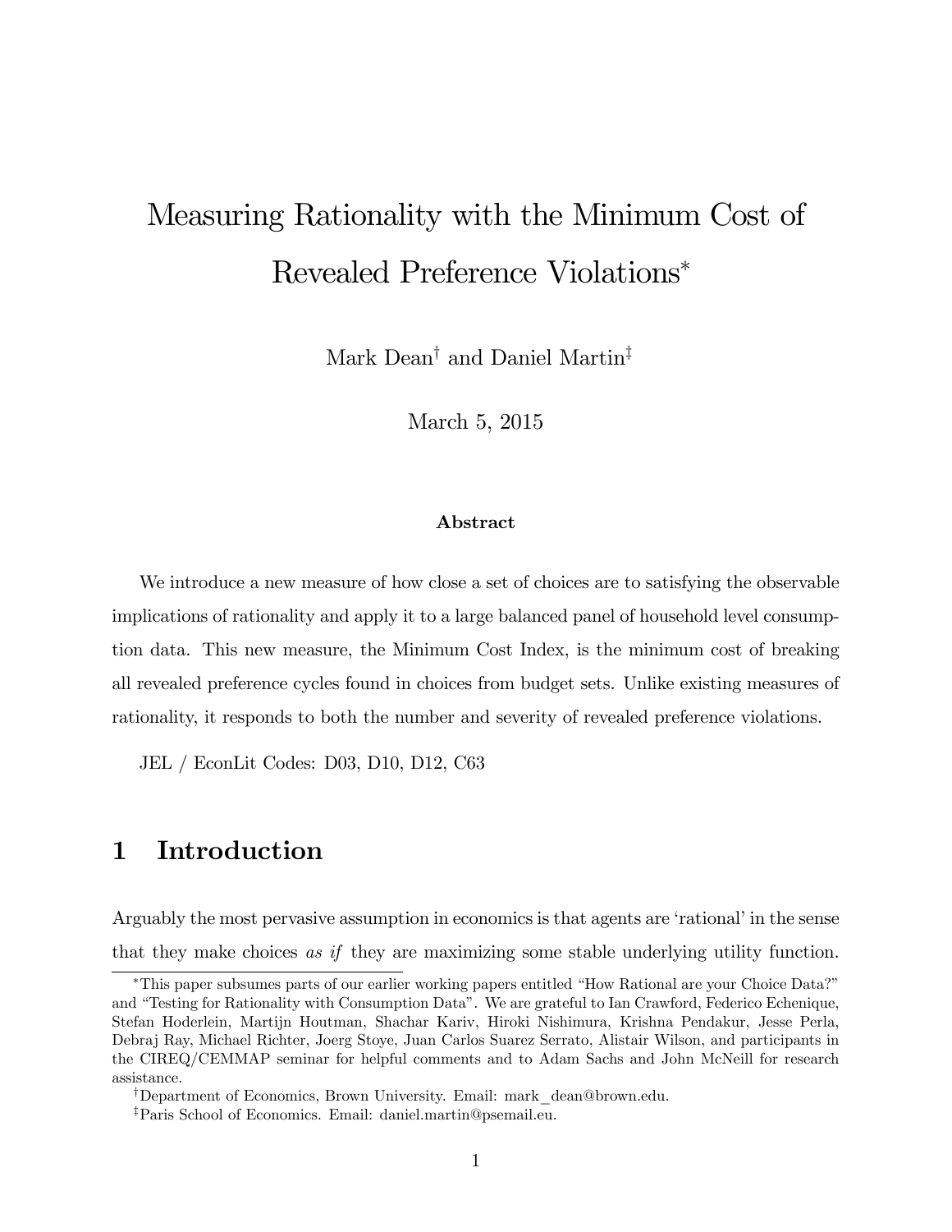# Measuring Rationality with the Minimum Cost of Revealed Preference Violations*

Mark Dean[†] and Daniel Martin[‡]

March 5, 2015

**Abstract**

We introduce a new measure of how close a set of choices are to satisfying the observable implications of rationality and apply it to a large balanced panel of household level consumption data. This new measure, the Minimum Cost Index, is the minimum cost of breaking all revealed preference cycles found in choices from budget sets. Unlike existing measures of rationality, it responds to both the number and severity of revealed preference violations.

JEL / EconLit Codes: D03, D10, D12, C63

## 1 Introduction

Arguably the most pervasive assumption in economics is that agents are 'rational' in the sense that they make choices *as if* they are maximizing some stable underlying utility function.

---

*This paper subsumes parts of our earlier working papers entitled "How Rational are your Choice Data?" and "Testing for Rationality with Consumption Data". We are grateful to Ian Crawford, Federico Echenique, Stefan Hoderlein, Martijn Houtman, Shachar Kariv, Hiroki Nishimura, Krishna Pendakur, Jesse Perla, Debraj Ray, Michael Richter, Joerg Stoye, Juan Carlos Suarez Serrato, Alistair Wilson, and participants in the CIREQ/CEMMAP seminar for helpful comments and to Adam Sachs and John McNeill for research assistance.

[†]Department of Economics, Brown University. Email: mark_dean@brown.edu.

[‡]Paris School of Economics. Email: daniel.martin@psemail.eu.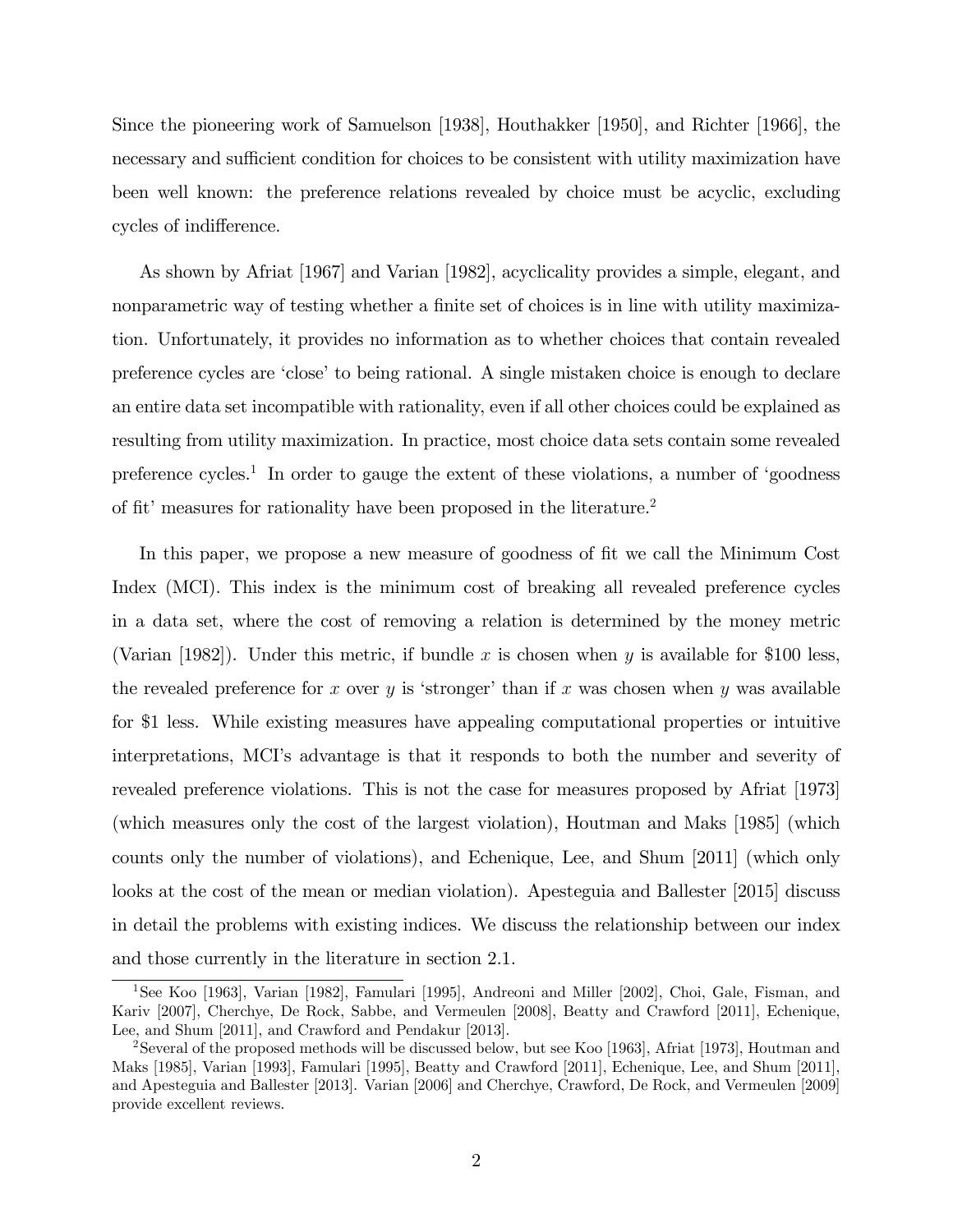Since the pioneering work of Samuelson [1938], Houthakker [1950], and Richter [1966], the necessary and sufficient condition for choices to be consistent with utility maximization have been well known: the preference relations revealed by choice must be acyclic, excluding cycles of indifference.

As shown by Afriat [1967] and Varian [1982], acyclicality provides a simple, elegant, and nonparametric way of testing whether a finite set of choices is in line with utility maximization. Unfortunately, it provides no information as to whether choices that contain revealed preference cycles are 'close' to being rational. A single mistaken choice is enough to declare an entire data set incompatible with rationality, even if all other choices could be explained as resulting from utility maximization. In practice, most choice data sets contain some revealed preference cycles.[1] In order to gauge the extent of these violations, a number of 'goodness of fit' measures for rationality have been proposed in the literature.[2]

In this paper, we propose a new measure of goodness of fit we call the Minimum Cost Index (MCI). This index is the minimum cost of breaking all revealed preference cycles in a data set, where the cost of removing a relation is determined by the money metric (Varian [1982]). Under this metric, if bundle $x$ is chosen when $y$ is available for \$100 less, the revealed preference for $x$ over $y$ is 'stronger' than if $x$ was chosen when $y$ was available for \$1 less. While existing measures have appealing computational properties or intuitive interpretations, MCI's advantage is that it responds to both the number and severity of revealed preference violations. This is not the case for measures proposed by Afriat [1973] (which measures only the cost of the largest violation), Houtman and Maks [1985] (which counts only the number of violations), and Echenique, Lee, and Shum [2011] (which only looks at the cost of the mean or median violation). Apesteguia and Ballester [2015] discuss in detail the problems with existing indices. We discuss the relationship between our index and those currently in the literature in section 2.1.

[1] See Koo [1963], Varian [1982], Famulari [1995], Andreoni and Miller [2002], Choi, Gale, Fisman, and Kariv [2007], Cherchye, De Rock, Sabbe, and Vermeulen [2008], Beatty and Crawford [2011], Echenique, Lee, and Shum [2011], and Crawford and Pendakur [2013].

[2] Several of the proposed methods will be discussed below, but see Koo [1963], Afriat [1973], Houtman and Maks [1985], Varian [1993], Famulari [1995], Beatty and Crawford [2011], Echenique, Lee, and Shum [2011], and Apesteguia and Ballester [2013]. Varian [2006] and Cherchye, Crawford, De Rock, and Vermeulen [2009] provide excellent reviews.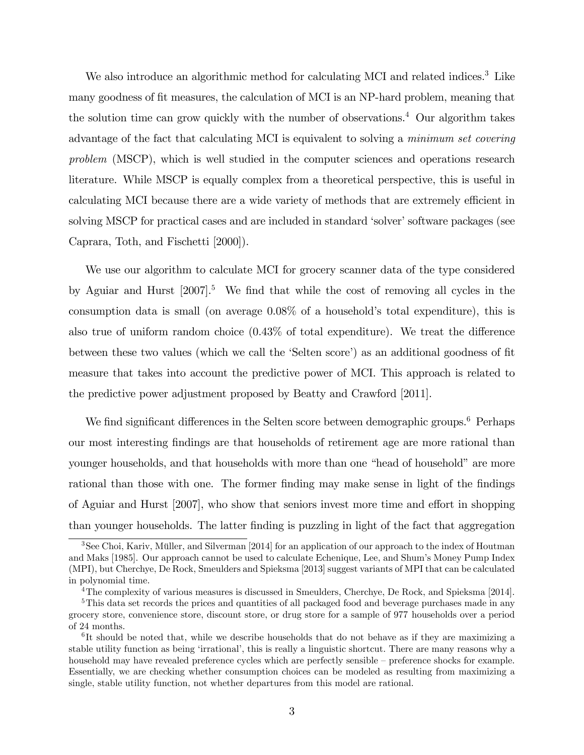We also introduce an algorithmic method for calculating MCI and related indices.[3] Like many goodness of fit measures, the calculation of MCI is an NP-hard problem, meaning that the solution time can grow quickly with the number of observations.[4] Our algorithm takes advantage of the fact that calculating MCI is equivalent to solving a *minimum set covering problem* (MSCP), which is well studied in the computer sciences and operations research literature. While MSCP is equally complex from a theoretical perspective, this is useful in calculating MCI because there are a wide variety of methods that are extremely efficient in solving MSCP for practical cases and are included in standard 'solver' software packages (see Caprara, Toth, and Fischetti [2000]).

We use our algorithm to calculate MCI for grocery scanner data of the type considered by Aguiar and Hurst [2007].[5] We find that while the cost of removing all cycles in the consumption data is small (on average 0.08% of a household's total expenditure), this is also true of uniform random choice (0.43% of total expenditure). We treat the difference between these two values (which we call the 'Selten score') as an additional goodness of fit measure that takes into account the predictive power of MCI. This approach is related to the predictive power adjustment proposed by Beatty and Crawford [2011].

We find significant differences in the Selten score between demographic groups.[6] Perhaps our most interesting findings are that households of retirement age are more rational than younger households, and that households with more than one "head of household" are more rational than those with one. The former finding may make sense in light of the findings of Aguiar and Hurst [2007], who show that seniors invest more time and effort in shopping than younger households. The latter finding is puzzling in light of the fact that aggregation

---

[3] See Choi, Kariv, Müller, and Silverman [2014] for an application of our approach to the index of Houtman and Maks [1985]. Our approach cannot be used to calculate Echenique, Lee, and Shum's Money Pump Index (MPI), but Cherchye, De Rock, Smeulders and Spieksma [2013] suggest variants of MPI that can be calculated in polynomial time.

[4] The complexity of various measures is discussed in Smeulders, Cherchye, De Rock, and Spieksma [2014].

[5] This data set records the prices and quantities of all packaged food and beverage purchases made in any grocery store, convenience store, discount store, or drug store for a sample of 977 households over a period of 24 months.

[6] It should be noted that, while we describe households that do not behave as if they are maximizing a stable utility function as being 'irrational', this is really a linguistic shortcut. There are many reasons why a household may have revealed preference cycles which are perfectly sensible – preference shocks for example. Essentially, we are checking whether consumption choices can be modeled as resulting from maximizing a single, stable utility function, not whether departures from this model are rational.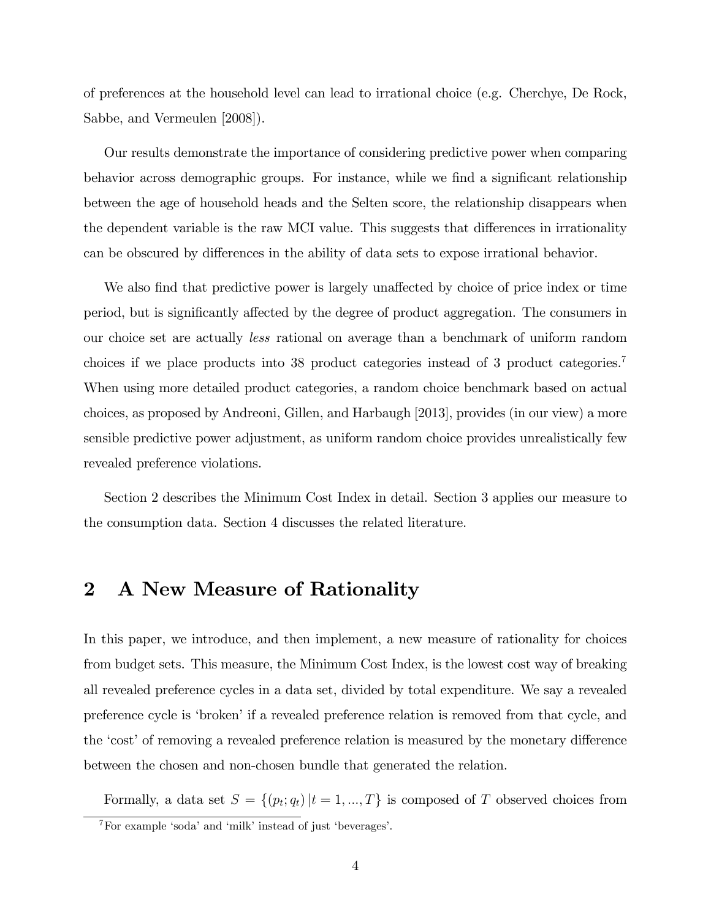of preferences at the household level can lead to irrational choice (e.g. Cherchye, De Rock, Sabbe, and Vermeulen [2008]).

Our results demonstrate the importance of considering predictive power when comparing behavior across demographic groups. For instance, while we find a significant relationship between the age of household heads and the Selten score, the relationship disappears when the dependent variable is the raw MCI value. This suggests that differences in irrationality can be obscured by differences in the ability of data sets to expose irrational behavior.

We also find that predictive power is largely unaffected by choice of price index or time period, but is significantly affected by the degree of product aggregation. The consumers in our choice set are actually *less* rational on average than a benchmark of uniform random choices if we place products into 38 product categories instead of 3 product categories.[7] When using more detailed product categories, a random choice benchmark based on actual choices, as proposed by Andreoni, Gillen, and Harbaugh [2013], provides (in our view) a more sensible predictive power adjustment, as uniform random choice provides unrealistically few revealed preference violations.

Section 2 describes the Minimum Cost Index in detail. Section 3 applies our measure to the consumption data. Section 4 discusses the related literature.

## 2 A New Measure of Rationality

In this paper, we introduce, and then implement, a new measure of rationality for choices from budget sets. This measure, the Minimum Cost Index, is the lowest cost way of breaking all revealed preference cycles in a data set, divided by total expenditure. We say a revealed preference cycle is 'broken' if a revealed preference relation is removed from that cycle, and the 'cost' of removing a revealed preference relation is measured by the monetary difference between the chosen and non-chosen bundle that generated the relation.

Formally, a data set $S = \{(p_t; q_t) \,|t = 1, ..., T\}$ is composed of $T$ observed choices from

[7] For example 'soda' and 'milk' instead of just 'beverages'.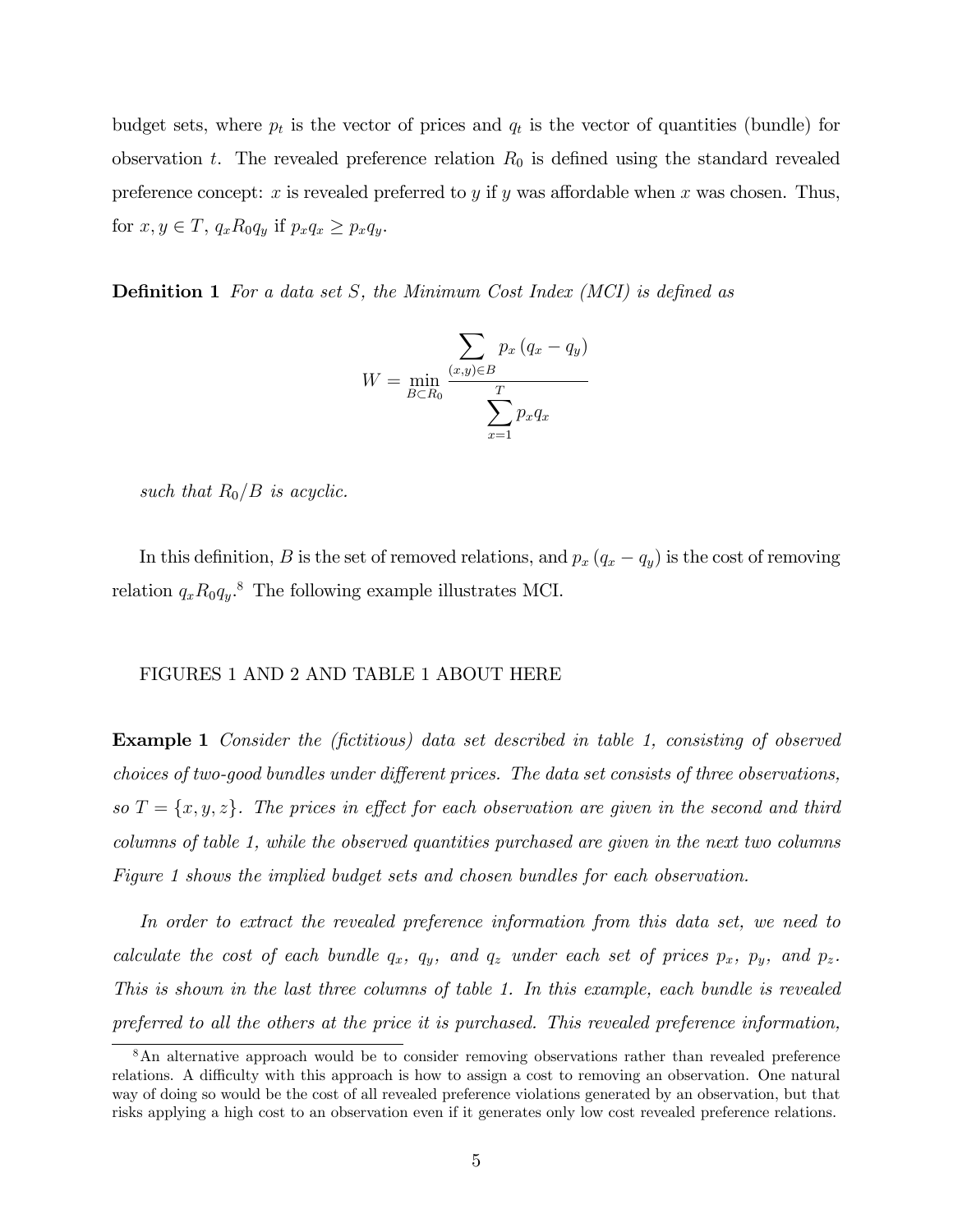budget sets, where $p_t$ is the vector of prices and $q_t$ is the vector of quantities (bundle) for observation $t$. The revealed preference relation $R_0$ is defined using the standard revealed preference concept: $x$ is revealed preferred to $y$ if $y$ was affordable when $x$ was chosen. Thus, for $x, y \in T$, $q_x R_0 q_y$ if $p_x q_x \geq p_x q_y$.

**Definition 1** *For a data set $S$, the Minimum Cost Index (MCI) is defined as*

$$W = \min_{B \subset R_0} \frac{\sum_{(x,y) \in B} p_x (q_x - q_y)}{\sum_{x=1}^{T} p_x q_x}$$

*such that $R_0 / B$ is acyclic.*

In this definition, $B$ is the set of removed relations, and $p_x (q_x - q_y)$ is the cost of removing relation $q_x R_0 q_y$.[8] The following example illustrates MCI.

FIGURES 1 AND 2 AND TABLE 1 ABOUT HERE

**Example 1** *Consider the (fictitious) data set described in table 1, consisting of observed choices of two-good bundles under different prices. The data set consists of three observations, so $T = \{x, y, z\}$. The prices in effect for each observation are given in the second and third columns of table 1, while the observed quantities purchased are given in the next two columns Figure 1 shows the implied budget sets and chosen bundles for each observation.*

*In order to extract the revealed preference information from this data set, we need to calculate the cost of each bundle $q_x$, $q_y$, and $q_z$ under each set of prices $p_x$, $p_y$, and $p_z$. This is shown in the last three columns of table 1. In this example, each bundle is revealed preferred to all the others at the price it is purchased. This revealed preference information,*

[8] An alternative approach would be to consider removing observations rather than revealed preference relations. A difficulty with this approach is how to assign a cost to removing an observation. One natural way of doing so would be the cost of all revealed preference violations generated by an observation, but that risks applying a high cost to an observation even if it generates only low cost revealed preference relations.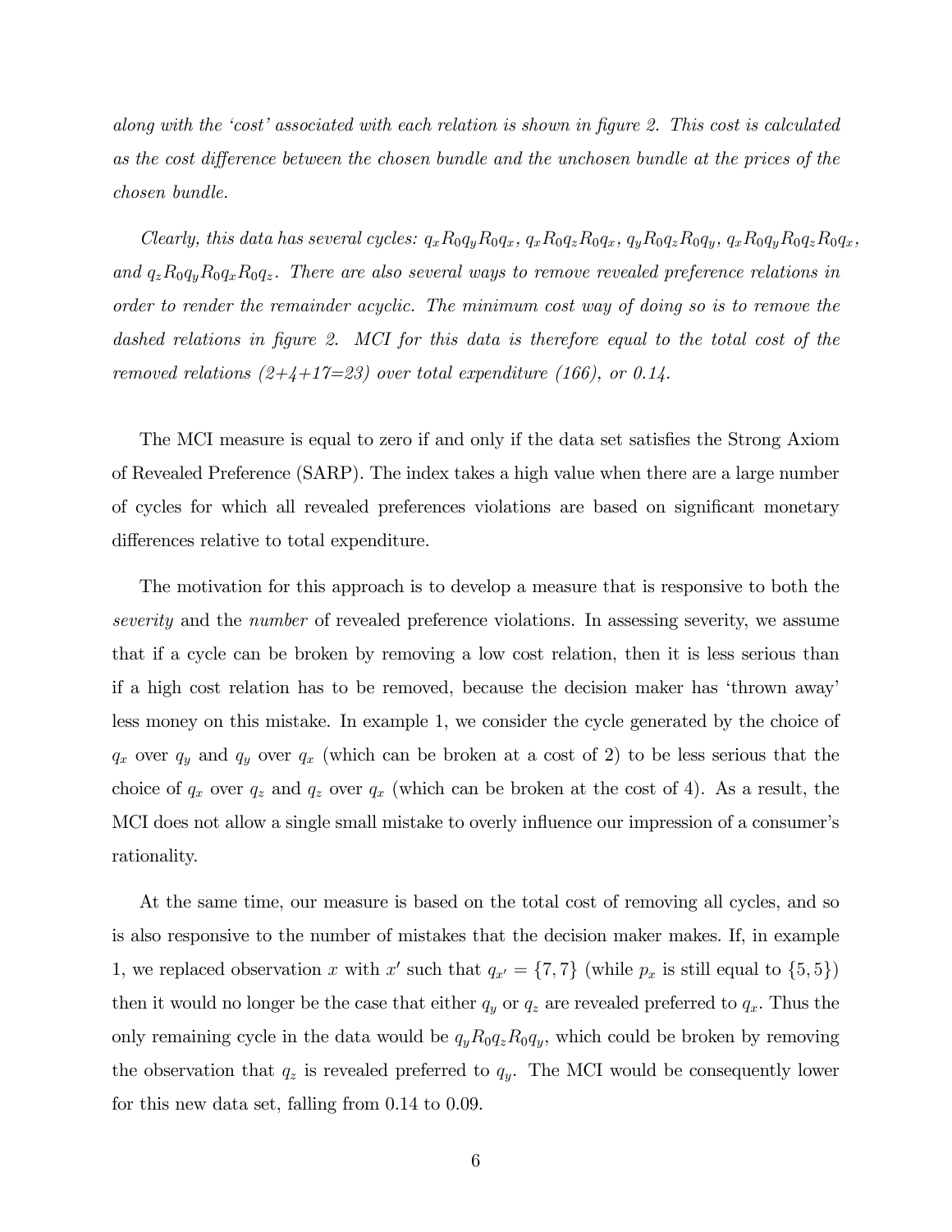*along with the 'cost' associated with each relation is shown in figure 2. This cost is calculated as the cost difference between the chosen bundle and the unchosen bundle at the prices of the chosen bundle.*

*Clearly, this data has several cycles: $q_x R_0 q_y R_0 q_x$, $q_x R_0 q_z R_0 q_x$, $q_y R_0 q_z R_0 q_y$, $q_x R_0 q_y R_0 q_z R_0 q_x$, and $q_z R_0 q_y R_0 q_x R_0 q_z$. There are also several ways to remove revealed preference relations in order to render the remainder acyclic. The minimum cost way of doing so is to remove the dashed relations in figure 2. MCI for this data is therefore equal to the total cost of the removed relations (2+4+17=23) over total expenditure (166), or 0.14.*

The MCI measure is equal to zero if and only if the data set satisfies the Strong Axiom of Revealed Preference (SARP). The index takes a high value when there are a large number of cycles for which all revealed preferences violations are based on significant monetary differences relative to total expenditure.

The motivation for this approach is to develop a measure that is responsive to both the *severity* and the *number* of revealed preference violations. In assessing severity, we assume that if a cycle can be broken by removing a low cost relation, then it is less serious than if a high cost relation has to be removed, because the decision maker has 'thrown away' less money on this mistake. In example 1, we consider the cycle generated by the choice of $q_x$ over $q_y$ and $q_y$ over $q_x$ (which can be broken at a cost of 2) to be less serious that the choice of $q_x$ over $q_z$ and $q_z$ over $q_x$ (which can be broken at the cost of 4). As a result, the MCI does not allow a single small mistake to overly influence our impression of a consumer's rationality.

At the same time, our measure is based on the total cost of removing all cycles, and so is also responsive to the number of mistakes that the decision maker makes. If, in example 1, we replaced observation $x$ with $x'$ such that $q_{x'} = \{7, 7\}$ (while $p_x$ is still equal to $\{5, 5\}$) then it would no longer be the case that either $q_y$ or $q_z$ are revealed preferred to $q_x$. Thus the only remaining cycle in the data would be $q_y R_0 q_z R_0 q_y$, which could be broken by removing the observation that $q_z$ is revealed preferred to $q_y$. The MCI would be consequently lower for this new data set, falling from 0.14 to 0.09.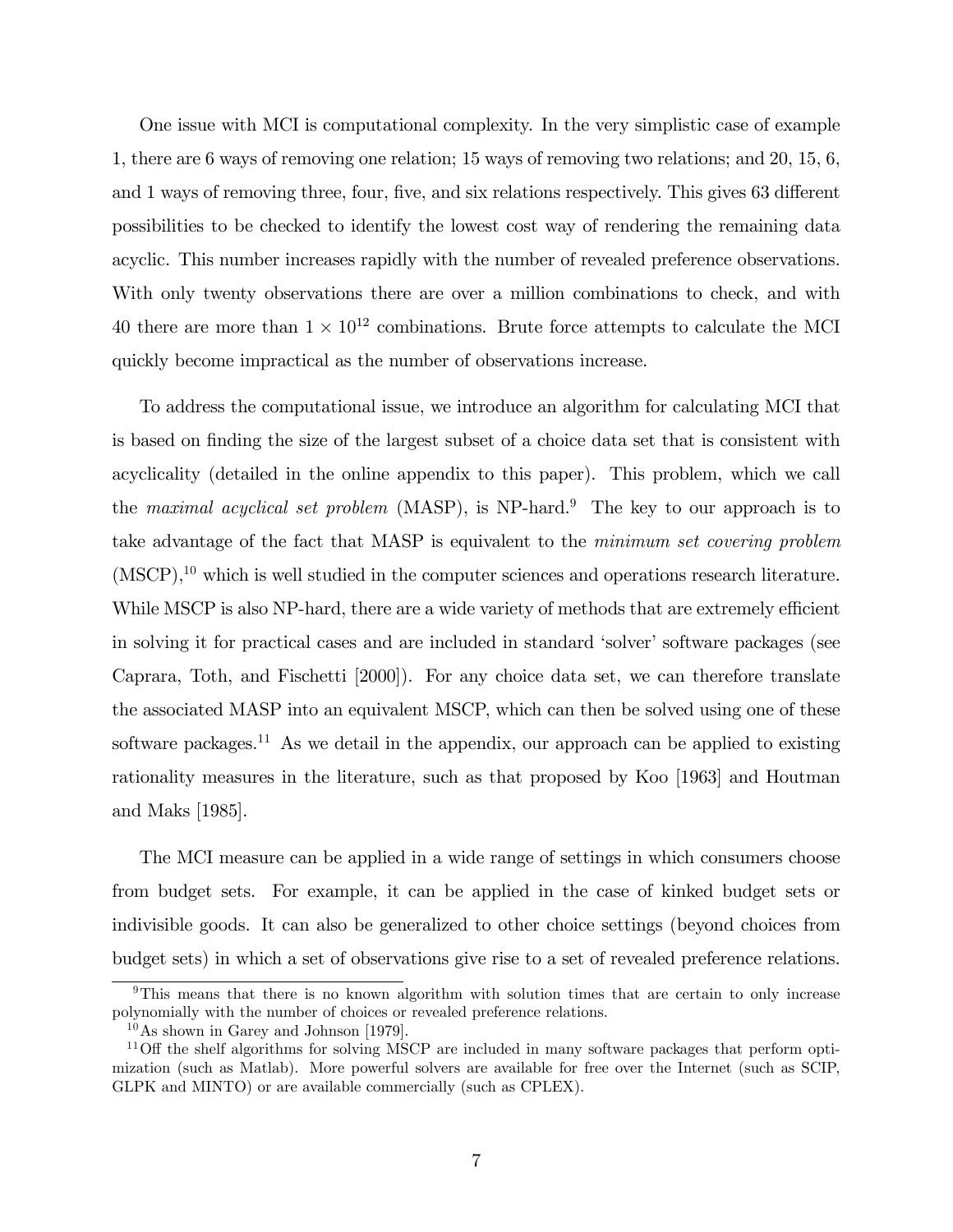One issue with MCI is computational complexity. In the very simplistic case of example 1, there are 6 ways of removing one relation; 15 ways of removing two relations; and 20, 15, 6, and 1 ways of removing three, four, five, and six relations respectively. This gives 63 different possibilities to be checked to identify the lowest cost way of rendering the remaining data acyclic. This number increases rapidly with the number of revealed preference observations. With only twenty observations there are over a million combinations to check, and with 40 there are more than $1 \times 10^{12}$ combinations. Brute force attempts to calculate the MCI quickly become impractical as the number of observations increase.

To address the computational issue, we introduce an algorithm for calculating MCI that is based on finding the size of the largest subset of a choice data set that is consistent with acyclicality (detailed in the online appendix to this paper). This problem, which we call the *maximal acyclical set problem* (MASP), is NP-hard.[9] The key to our approach is to take advantage of the fact that MASP is equivalent to the *minimum set covering problem* (MSCP),[10] which is well studied in the computer sciences and operations research literature. While MSCP is also NP-hard, there are a wide variety of methods that are extremely efficient in solving it for practical cases and are included in standard 'solver' software packages (see Caprara, Toth, and Fischetti [2000]). For any choice data set, we can therefore translate the associated MASP into an equivalent MSCP, which can then be solved using one of these software packages.[11] As we detail in the appendix, our approach can be applied to existing rationality measures in the literature, such as that proposed by Koo [1963] and Houtman and Maks [1985].

The MCI measure can be applied in a wide range of settings in which consumers choose from budget sets. For example, it can be applied in the case of kinked budget sets or indivisible goods. It can also be generalized to other choice settings (beyond choices from budget sets) in which a set of observations give rise to a set of revealed preference relations.

---

[9] This means that there is no known algorithm with solution times that are certain to only increase polynomially with the number of choices or revealed preference relations.

[10] As shown in Garey and Johnson [1979].

[11] Off the shelf algorithms for solving MSCP are included in many software packages that perform optimization (such as Matlab). More powerful solvers are available for free over the Internet (such as SCIP, GLPK and MINTO) or are available commercially (such as CPLEX).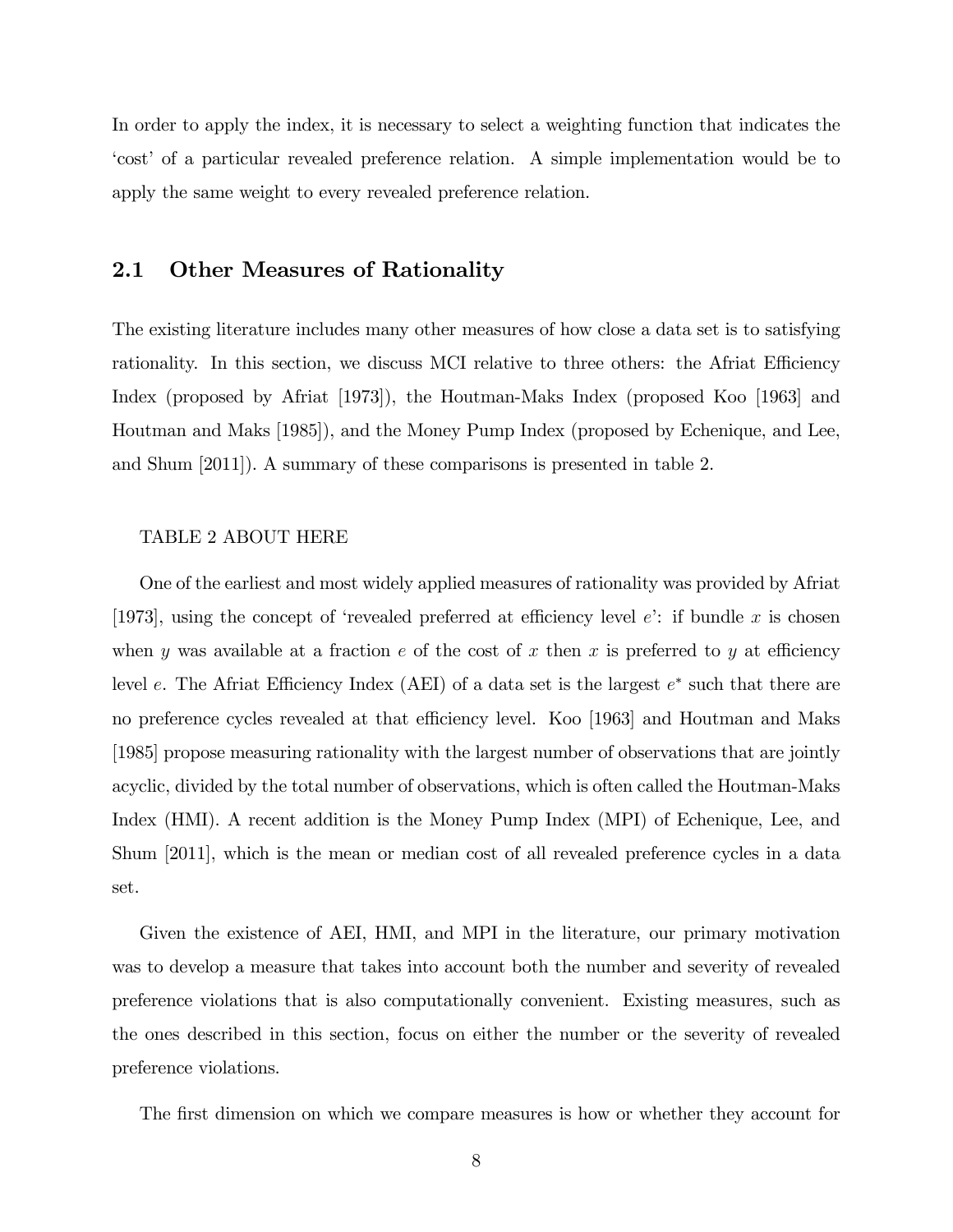In order to apply the index, it is necessary to select a weighting function that indicates the 'cost' of a particular revealed preference relation. A simple implementation would be to apply the same weight to every revealed preference relation.

## 2.1 Other Measures of Rationality

The existing literature includes many other measures of how close a data set is to satisfying rationality. In this section, we discuss MCI relative to three others: the Afriat Efficiency Index (proposed by Afriat [1973]), the Houtman-Maks Index (proposed Koo [1963] and Houtman and Maks [1985]), and the Money Pump Index (proposed by Echenique, and Lee, and Shum [2011]). A summary of these comparisons is presented in table 2.

TABLE 2 ABOUT HERE

One of the earliest and most widely applied measures of rationality was provided by Afriat [1973], using the concept of 'revealed preferred at efficiency level $e$': if bundle $x$ is chosen when $y$ was available at a fraction $e$ of the cost of $x$ then $x$ is preferred to $y$ at efficiency level $e$. The Afriat Efficiency Index (AEI) of a data set is the largest $e^*$ such that there are no preference cycles revealed at that efficiency level. Koo [1963] and Houtman and Maks [1985] propose measuring rationality with the largest number of observations that are jointly acyclic, divided by the total number of observations, which is often called the Houtman-Maks Index (HMI). A recent addition is the Money Pump Index (MPI) of Echenique, Lee, and Shum [2011], which is the mean or median cost of all revealed preference cycles in a data set.

Given the existence of AEI, HMI, and MPI in the literature, our primary motivation was to develop a measure that takes into account both the number and severity of revealed preference violations that is also computationally convenient. Existing measures, such as the ones described in this section, focus on either the number or the severity of revealed preference violations.

The first dimension on which we compare measures is how or whether they account for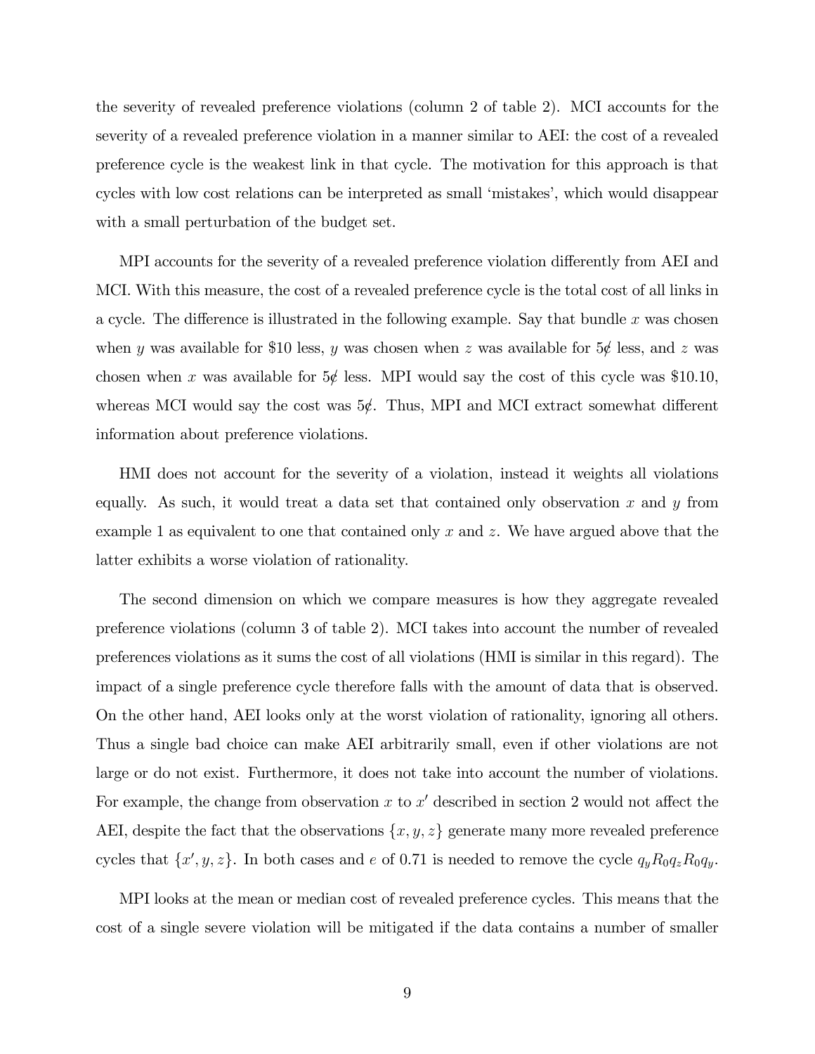the severity of revealed preference violations (column 2 of table 2). MCI accounts for the severity of a revealed preference violation in a manner similar to AEI: the cost of a revealed preference cycle is the weakest link in that cycle. The motivation for this approach is that cycles with low cost relations can be interpreted as small 'mistakes', which would disappear with a small perturbation of the budget set.

MPI accounts for the severity of a revealed preference violation differently from AEI and MCI. With this measure, the cost of a revealed preference cycle is the total cost of all links in a cycle. The difference is illustrated in the following example. Say that bundle $x$ was chosen when $y$ was available for \$10 less, $y$ was chosen when $z$ was available for 5¢ less, and $z$ was chosen when $x$ was available for 5¢ less. MPI would say the cost of this cycle was \$10.10, whereas MCI would say the cost was 5¢. Thus, MPI and MCI extract somewhat different information about preference violations.

HMI does not account for the severity of a violation, instead it weights all violations equally. As such, it would treat a data set that contained only observation $x$ and $y$ from example 1 as equivalent to one that contained only $x$ and $z$. We have argued above that the latter exhibits a worse violation of rationality.

The second dimension on which we compare measures is how they aggregate revealed preference violations (column 3 of table 2). MCI takes into account the number of revealed preferences violations as it sums the cost of all violations (HMI is similar in this regard). The impact of a single preference cycle therefore falls with the amount of data that is observed. On the other hand, AEI looks only at the worst violation of rationality, ignoring all others. Thus a single bad choice can make AEI arbitrarily small, even if other violations are not large or do not exist. Furthermore, it does not take into account the number of violations. For example, the change from observation $x$ to $x'$ described in section 2 would not affect the AEI, despite the fact that the observations $\{x, y, z\}$ generate many more revealed preference cycles that $\{x', y, z\}$. In both cases and $e$ of 0.71 is needed to remove the cycle $q_y R_0 q_z R_0 q_y$.

MPI looks at the mean or median cost of revealed preference cycles. This means that the cost of a single severe violation will be mitigated if the data contains a number of smaller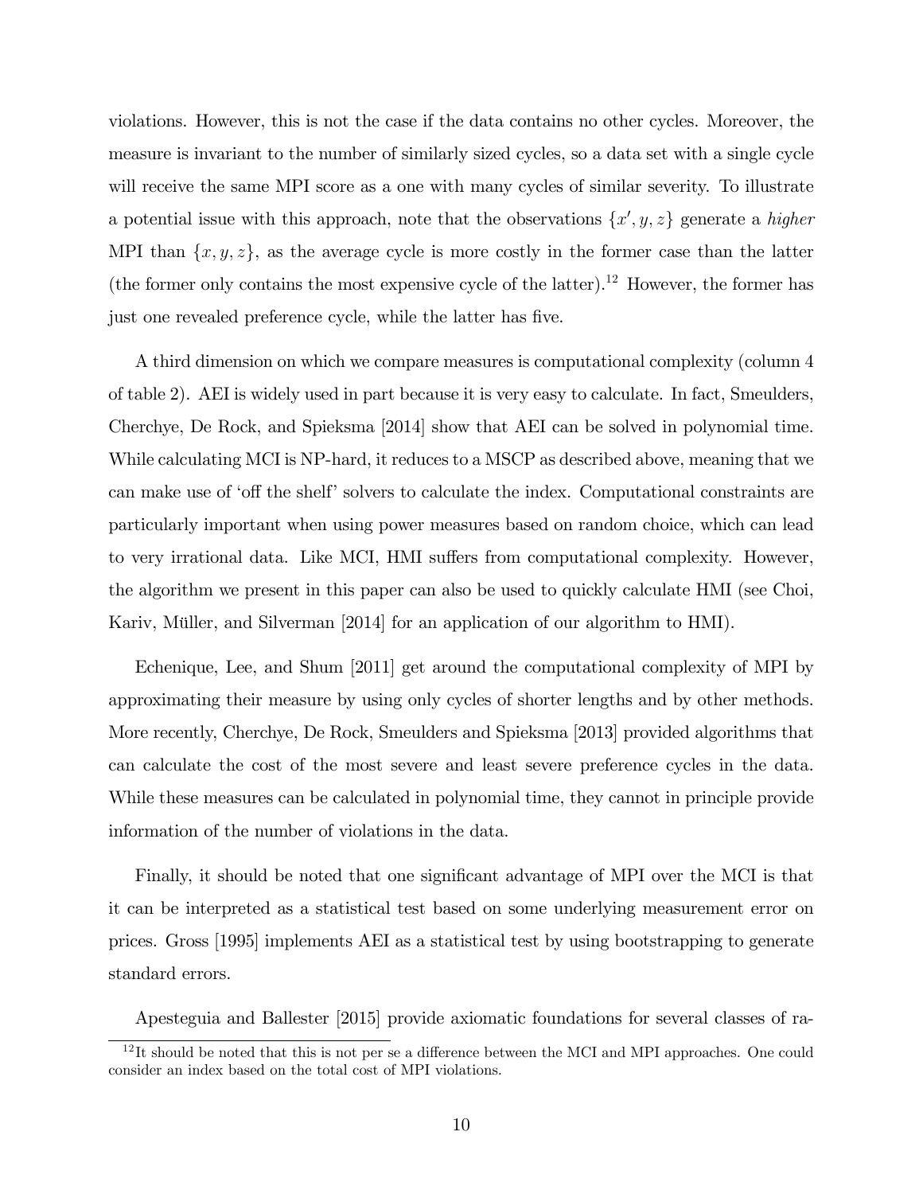violations. However, this is not the case if the data contains no other cycles. Moreover, the measure is invariant to the number of similarly sized cycles, so a data set with a single cycle will receive the same MPI score as a one with many cycles of similar severity. To illustrate a potential issue with this approach, note that the observations $\{x', y, z\}$ generate a *higher* MPI than $\{x, y, z\}$, as the average cycle is more costly in the former case than the latter (the former only contains the most expensive cycle of the latter).[12] However, the former has just one revealed preference cycle, while the latter has five.

A third dimension on which we compare measures is computational complexity (column 4 of table 2). AEI is widely used in part because it is very easy to calculate. In fact, Smeulders, Cherchye, De Rock, and Spieksma [2014] show that AEI can be solved in polynomial time. While calculating MCI is NP-hard, it reduces to a MSCP as described above, meaning that we can make use of 'off the shelf' solvers to calculate the index. Computational constraints are particularly important when using power measures based on random choice, which can lead to very irrational data. Like MCI, HMI suffers from computational complexity. However, the algorithm we present in this paper can also be used to quickly calculate HMI (see Choi, Kariv, Müller, and Silverman [2014] for an application of our algorithm to HMI).

Echenique, Lee, and Shum [2011] get around the computational complexity of MPI by approximating their measure by using only cycles of shorter lengths and by other methods. More recently, Cherchye, De Rock, Smeulders and Spieksma [2013] provided algorithms that can calculate the cost of the most severe and least severe preference cycles in the data. While these measures can be calculated in polynomial time, they cannot in principle provide information of the number of violations in the data.

Finally, it should be noted that one significant advantage of MPI over the MCI is that it can be interpreted as a statistical test based on some underlying measurement error on prices. Gross [1995] implements AEI as a statistical test by using bootstrapping to generate standard errors.

Apesteguia and Ballester [2015] provide axiomatic foundations for several classes of ra-

[12] It should be noted that this is not per se a difference between the MCI and MPI approaches. One could consider an index based on the total cost of MPI violations.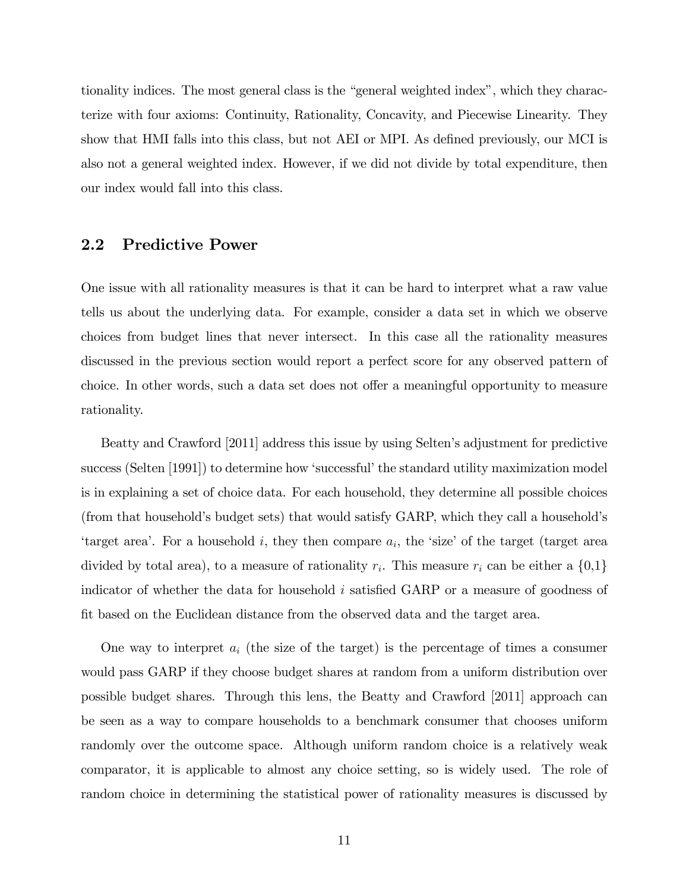tionality indices. The most general class is the "general weighted index", which they characterize with four axioms: Continuity, Rationality, Concavity, and Piecewise Linearity. They show that HMI falls into this class, but not AEI or MPI. As defined previously, our MCI is also not a general weighted index. However, if we did not divide by total expenditure, then our index would fall into this class.

## 2.2 Predictive Power

One issue with all rationality measures is that it can be hard to interpret what a raw value tells us about the underlying data. For example, consider a data set in which we observe choices from budget lines that never intersect. In this case all the rationality measures discussed in the previous section would report a perfect score for any observed pattern of choice. In other words, such a data set does not offer a meaningful opportunity to measure rationality.

Beatty and Crawford [2011] address this issue by using Selten's adjustment for predictive success (Selten [1991]) to determine how 'successful' the standard utility maximization model is in explaining a set of choice data. For each household, they determine all possible choices (from that household's budget sets) that would satisfy GARP, which they call a household's 'target area'. For a household $i$, they then compare $a_i$, the 'size' of the target (target area divided by total area), to a measure of rationality $r_i$. This measure $r_i$ can be either a $\{0,1\}$ indicator of whether the data for household $i$ satisfied GARP or a measure of goodness of fit based on the Euclidean distance from the observed data and the target area.

One way to interpret $a_i$ (the size of the target) is the percentage of times a consumer would pass GARP if they choose budget shares at random from a uniform distribution over possible budget shares. Through this lens, the Beatty and Crawford [2011] approach can be seen as a way to compare households to a benchmark consumer that chooses uniform randomly over the outcome space. Although uniform random choice is a relatively weak comparator, it is applicable to almost any choice setting, so is widely used. The role of random choice in determining the statistical power of rationality measures is discussed by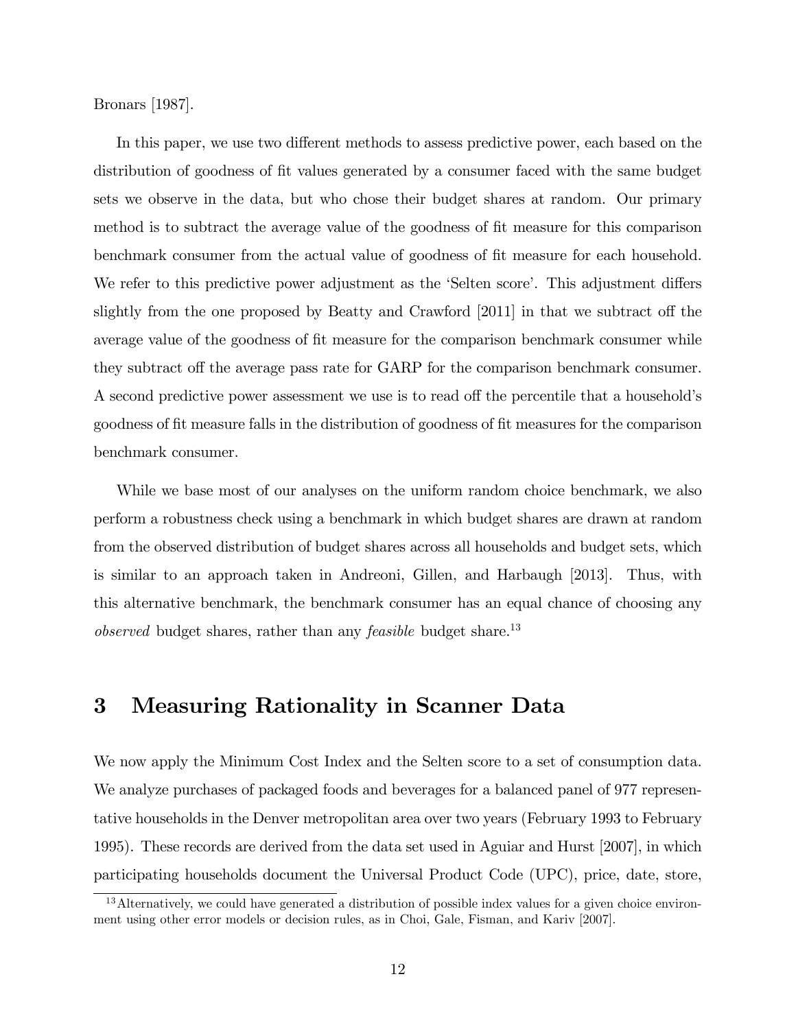Bronars [1987].

In this paper, we use two different methods to assess predictive power, each based on the distribution of goodness of fit values generated by a consumer faced with the same budget sets we observe in the data, but who chose their budget shares at random. Our primary method is to subtract the average value of the goodness of fit measure for this comparison benchmark consumer from the actual value of goodness of fit measure for each household. We refer to this predictive power adjustment as the 'Selten score'. This adjustment differs slightly from the one proposed by Beatty and Crawford [2011] in that we subtract off the average value of the goodness of fit measure for the comparison benchmark consumer while they subtract off the average pass rate for GARP for the comparison benchmark consumer. A second predictive power assessment we use is to read off the percentile that a household's goodness of fit measure falls in the distribution of goodness of fit measures for the comparison benchmark consumer.

While we base most of our analyses on the uniform random choice benchmark, we also perform a robustness check using a benchmark in which budget shares are drawn at random from the observed distribution of budget shares across all households and budget sets, which is similar to an approach taken in Andreoni, Gillen, and Harbaugh [2013]. Thus, with this alternative benchmark, the benchmark consumer has an equal chance of choosing any *observed* budget shares, rather than any *feasible* budget share.[13]

# 3 Measuring Rationality in Scanner Data

We now apply the Minimum Cost Index and the Selten score to a set of consumption data. We analyze purchases of packaged foods and beverages for a balanced panel of 977 representative households in the Denver metropolitan area over two years (February 1993 to February 1995). These records are derived from the data set used in Aguiar and Hurst [2007], in which participating households document the Universal Product Code (UPC), price, date, store,

[13] Alternatively, we could have generated a distribution of possible index values for a given choice environment using other error models or decision rules, as in Choi, Gale, Fisman, and Kariv [2007].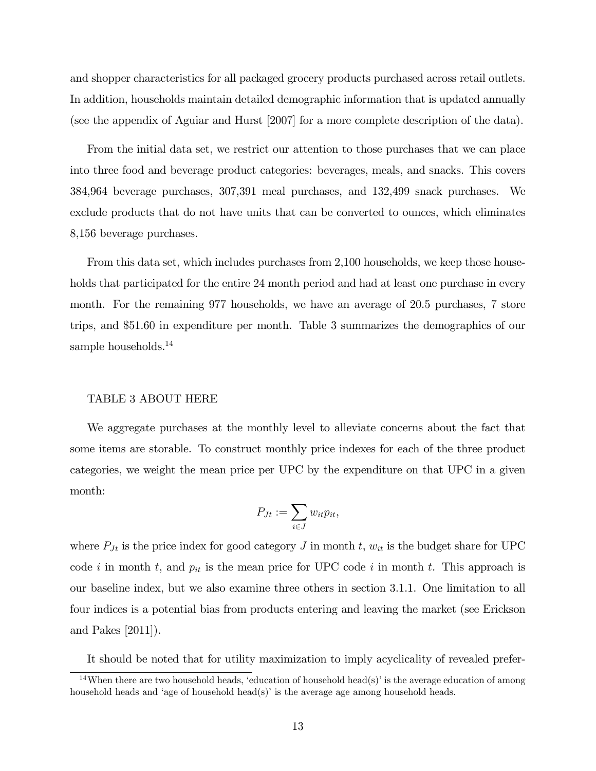and shopper characteristics for all packaged grocery products purchased across retail outlets. In addition, households maintain detailed demographic information that is updated annually (see the appendix of Aguiar and Hurst [2007] for a more complete description of the data).

From the initial data set, we restrict our attention to those purchases that we can place into three food and beverage product categories: beverages, meals, and snacks. This covers 384,964 beverage purchases, 307,391 meal purchases, and 132,499 snack purchases. We exclude products that do not have units that can be converted to ounces, which eliminates 8,156 beverage purchases.

From this data set, which includes purchases from 2,100 households, we keep those households that participated for the entire 24 month period and had at least one purchase in every month. For the remaining 977 households, we have an average of 20.5 purchases, 7 store trips, and $51.60 in expenditure per month. Table 3 summarizes the demographics of our sample households.[14]

TABLE 3 ABOUT HERE

We aggregate purchases at the monthly level to alleviate concerns about the fact that some items are storable. To construct monthly price indexes for each of the three product categories, we weight the mean price per UPC by the expenditure on that UPC in a given month:

$$P_{Jt} := \sum_{i \in J} w_{it} p_{it},$$

where $P_{Jt}$ is the price index for good category $J$ in month $t$, $w_{it}$ is the budget share for UPC code $i$ in month $t$, and $p_{it}$ is the mean price for UPC code $i$ in month $t$. This approach is our baseline index, but we also examine three others in section 3.1.1. One limitation to all four indices is a potential bias from products entering and leaving the market (see Erickson and Pakes [2011]).

It should be noted that for utility maximization to imply acyclicality of revealed prefer-

[14] When there are two household heads, 'education of household head(s)' is the average education of among household heads and 'age of household head(s)' is the average age among household heads.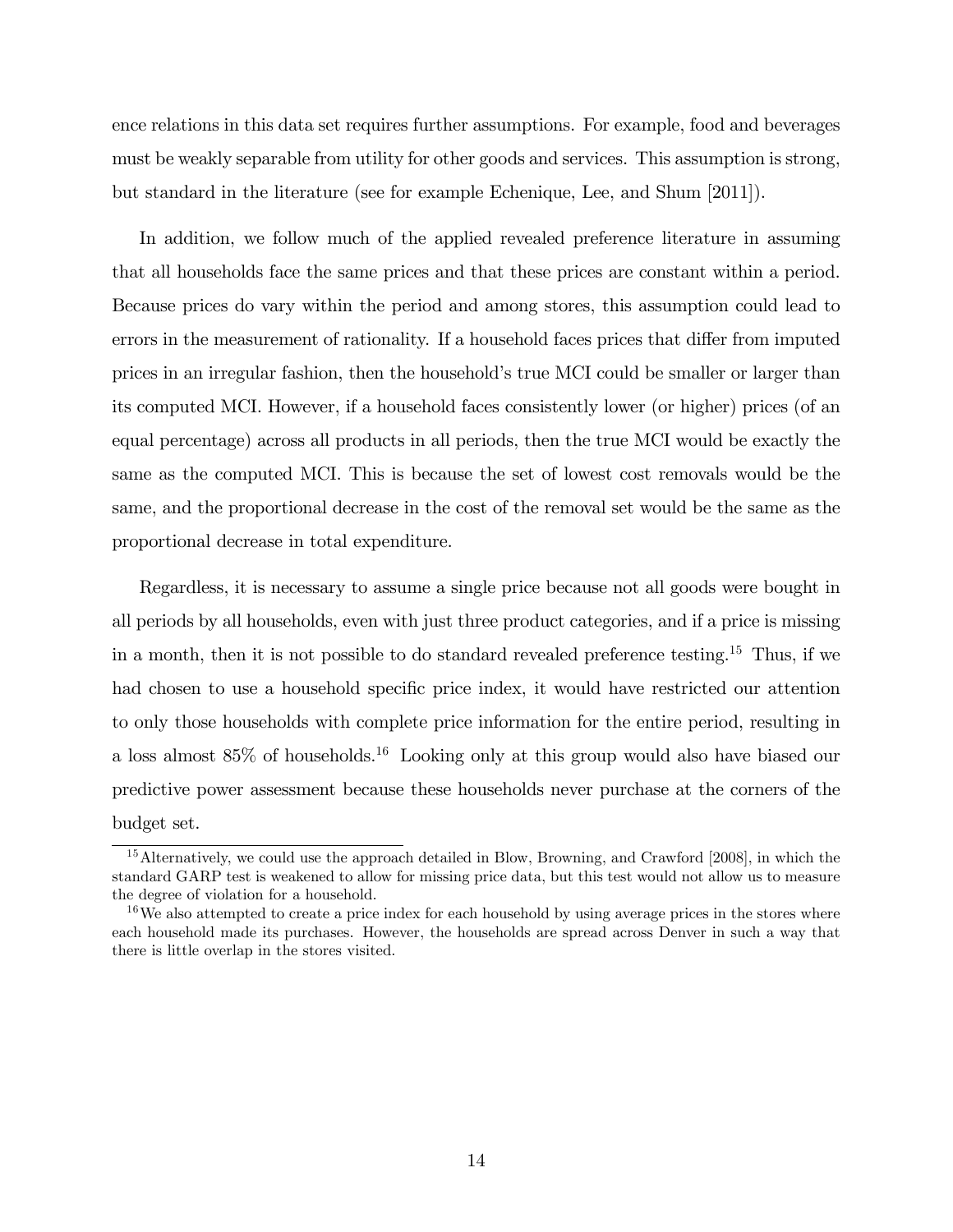ence relations in this data set requires further assumptions. For example, food and beverages must be weakly separable from utility for other goods and services. This assumption is strong, but standard in the literature (see for example Echenique, Lee, and Shum [2011]).

In addition, we follow much of the applied revealed preference literature in assuming that all households face the same prices and that these prices are constant within a period. Because prices do vary within the period and among stores, this assumption could lead to errors in the measurement of rationality. If a household faces prices that differ from imputed prices in an irregular fashion, then the household's true MCI could be smaller or larger than its computed MCI. However, if a household faces consistently lower (or higher) prices (of an equal percentage) across all products in all periods, then the true MCI would be exactly the same as the computed MCI. This is because the set of lowest cost removals would be the same, and the proportional decrease in the cost of the removal set would be the same as the proportional decrease in total expenditure.

Regardless, it is necessary to assume a single price because not all goods were bought in all periods by all households, even with just three product categories, and if a price is missing in a month, then it is not possible to do standard revealed preference testing.[15] Thus, if we had chosen to use a household specific price index, it would have restricted our attention to only those households with complete price information for the entire period, resulting in a loss almost 85% of households.[16] Looking only at this group would also have biased our predictive power assessment because these households never purchase at the corners of the budget set.

[15] Alternatively, we could use the approach detailed in Blow, Browning, and Crawford [2008], in which the standard GARP test is weakened to allow for missing price data, but this test would not allow us to measure the degree of violation for a household.

[16] We also attempted to create a price index for each household by using average prices in the stores where each household made its purchases. However, the households are spread across Denver in such a way that there is little overlap in the stores visited.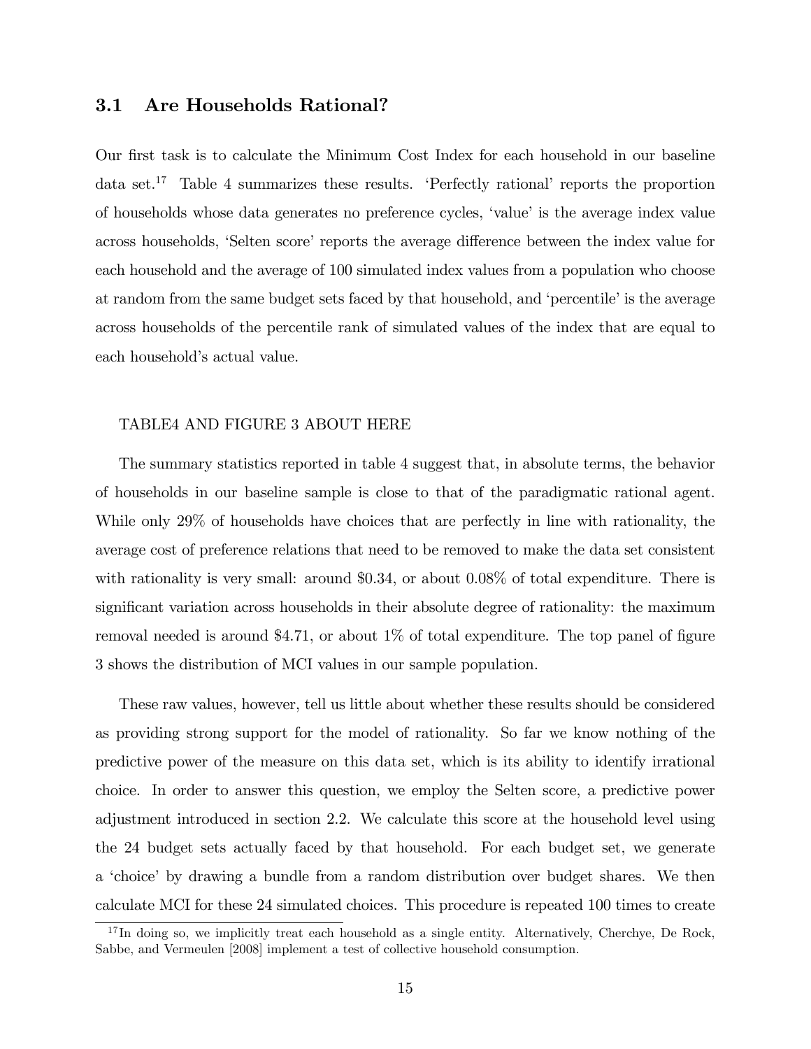### 3.1 Are Households Rational?

Our first task is to calculate the Minimum Cost Index for each household in our baseline data set.[17] Table 4 summarizes these results. 'Perfectly rational' reports the proportion of households whose data generates no preference cycles, 'value' is the average index value across households, 'Selten score' reports the average difference between the index value for each household and the average of 100 simulated index values from a population who choose at random from the same budget sets faced by that household, and 'percentile' is the average across households of the percentile rank of simulated values of the index that are equal to each household's actual value.

TABLE4 AND FIGURE 3 ABOUT HERE

The summary statistics reported in table 4 suggest that, in absolute terms, the behavior of households in our baseline sample is close to that of the paradigmatic rational agent. While only 29% of households have choices that are perfectly in line with rationality, the average cost of preference relations that need to be removed to make the data set consistent with rationality is very small: around \$0.34, or about 0.08% of total expenditure. There is significant variation across households in their absolute degree of rationality: the maximum removal needed is around \$4.71, or about 1% of total expenditure. The top panel of figure 3 shows the distribution of MCI values in our sample population.

These raw values, however, tell us little about whether these results should be considered as providing strong support for the model of rationality. So far we know nothing of the predictive power of the measure on this data set, which is its ability to identify irrational choice. In order to answer this question, we employ the Selten score, a predictive power adjustment introduced in section 2.2. We calculate this score at the household level using the 24 budget sets actually faced by that household. For each budget set, we generate a 'choice' by drawing a bundle from a random distribution over budget shares. We then calculate MCI for these 24 simulated choices. This procedure is repeated 100 times to create

[17] In doing so, we implicitly treat each household as a single entity. Alternatively, Cherchye, De Rock, Sabbe, and Vermeulen [2008] implement a test of collective household consumption.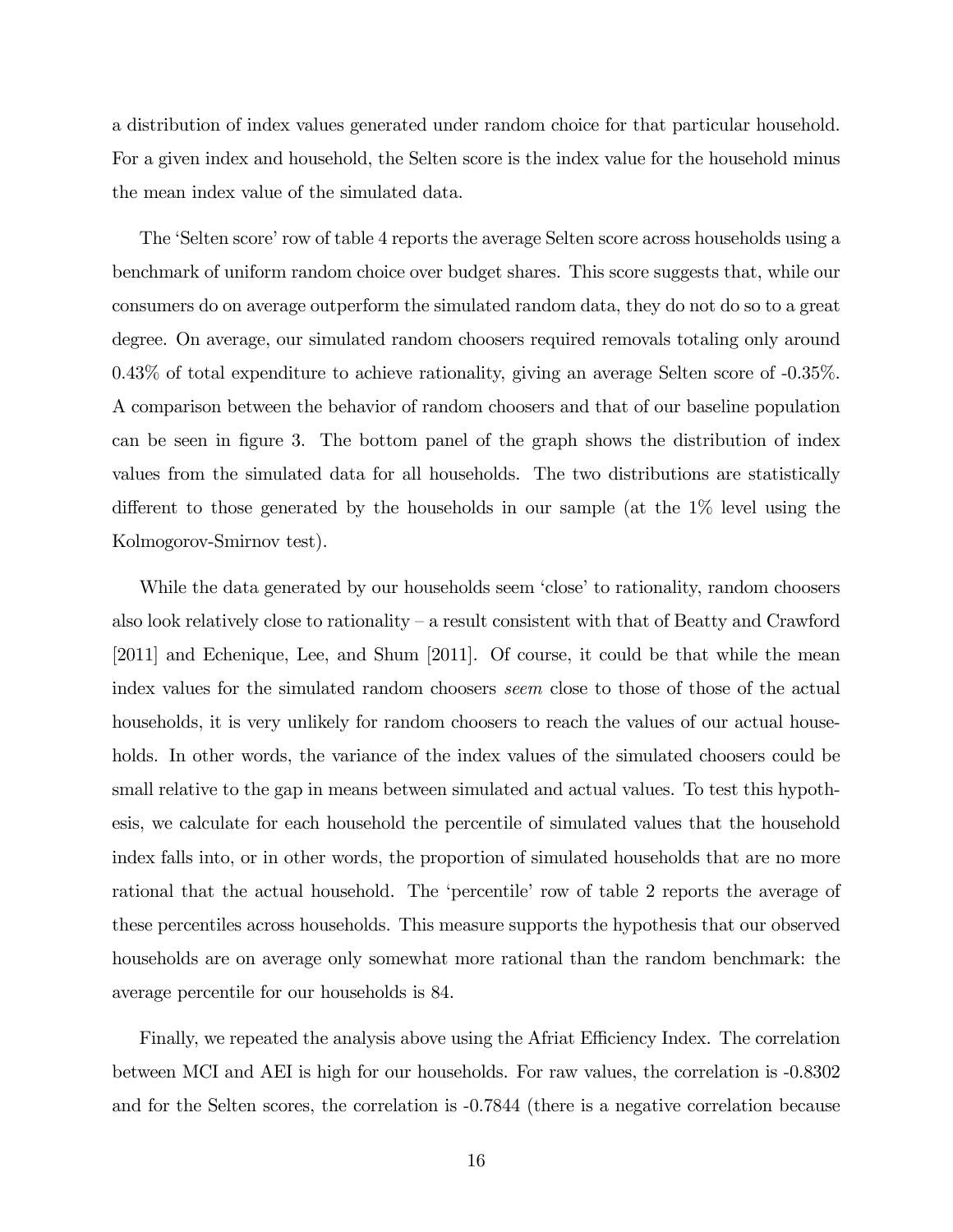a distribution of index values generated under random choice for that particular household. For a given index and household, the Selten score is the index value for the household minus the mean index value of the simulated data.

The 'Selten score' row of table 4 reports the average Selten score across households using a benchmark of uniform random choice over budget shares. This score suggests that, while our consumers do on average outperform the simulated random data, they do not do so to a great degree. On average, our simulated random choosers required removals totaling only around 0.43% of total expenditure to achieve rationality, giving an average Selten score of -0.35%. A comparison between the behavior of random choosers and that of our baseline population can be seen in figure 3. The bottom panel of the graph shows the distribution of index values from the simulated data for all households. The two distributions are statistically different to those generated by the households in our sample (at the 1% level using the Kolmogorov-Smirnov test).

While the data generated by our households seem 'close' to rationality, random choosers also look relatively close to rationality – a result consistent with that of Beatty and Crawford [2011] and Echenique, Lee, and Shum [2011]. Of course, it could be that while the mean index values for the simulated random choosers *seem* close to those of those of the actual households, it is very unlikely for random choosers to reach the values of our actual households. In other words, the variance of the index values of the simulated choosers could be small relative to the gap in means between simulated and actual values. To test this hypothesis, we calculate for each household the percentile of simulated values that the household index falls into, or in other words, the proportion of simulated households that are no more rational that the actual household. The 'percentile' row of table 2 reports the average of these percentiles across households. This measure supports the hypothesis that our observed households are on average only somewhat more rational than the random benchmark: the average percentile for our households is 84.

Finally, we repeated the analysis above using the Afriat Efficiency Index. The correlation between MCI and AEI is high for our households. For raw values, the correlation is -0.8302 and for the Selten scores, the correlation is -0.7844 (there is a negative correlation because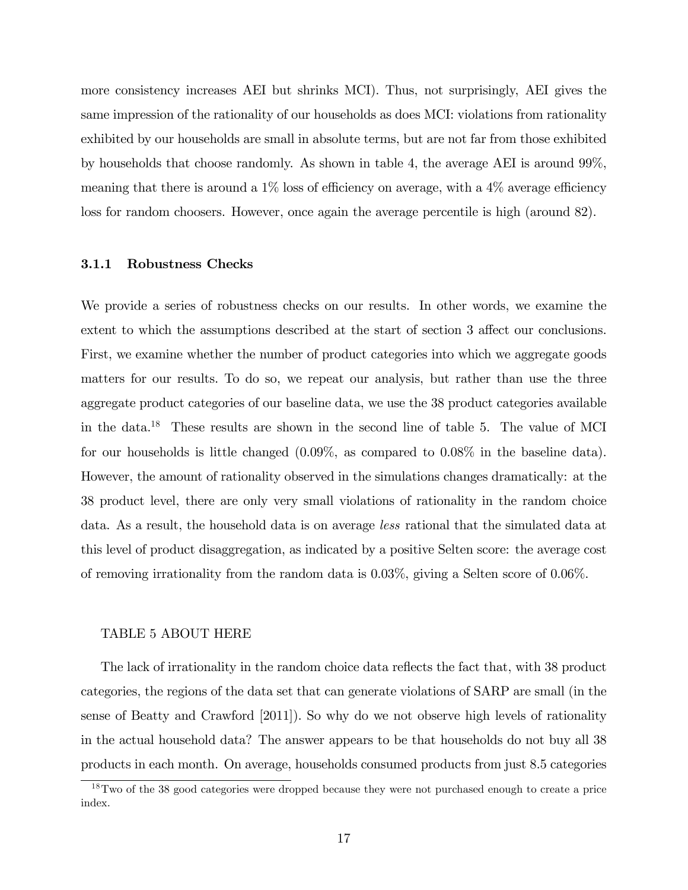more consistency increases AEI but shrinks MCI). Thus, not surprisingly, AEI gives the same impression of the rationality of our households as does MCI: violations from rationality exhibited by our households are small in absolute terms, but are not far from those exhibited by households that choose randomly. As shown in table 4, the average AEI is around 99%, meaning that there is around a 1% loss of efficiency on average, with a 4% average efficiency loss for random choosers. However, once again the average percentile is high (around 82).

### 3.1.1 Robustness Checks

We provide a series of robustness checks on our results. In other words, we examine the extent to which the assumptions described at the start of section 3 affect our conclusions. First, we examine whether the number of product categories into which we aggregate goods matters for our results. To do so, we repeat our analysis, but rather than use the three aggregate product categories of our baseline data, we use the 38 product categories available in the data.[18] These results are shown in the second line of table 5. The value of MCI for our households is little changed (0.09%, as compared to 0.08% in the baseline data). However, the amount of rationality observed in the simulations changes dramatically: at the 38 product level, there are only very small violations of rationality in the random choice data. As a result, the household data is on average *less* rational that the simulated data at this level of product disaggregation, as indicated by a positive Selten score: the average cost of removing irrationality from the random data is 0.03%, giving a Selten score of 0.06%.

TABLE 5 ABOUT HERE

The lack of irrationality in the random choice data reflects the fact that, with 38 product categories, the regions of the data set that can generate violations of SARP are small (in the sense of Beatty and Crawford [2011]). So why do we not observe high levels of rationality in the actual household data? The answer appears to be that households do not buy all 38 products in each month. On average, households consumed products from just 8.5 categories

[18] Two of the 38 good categories were dropped because they were not purchased enough to create a price index.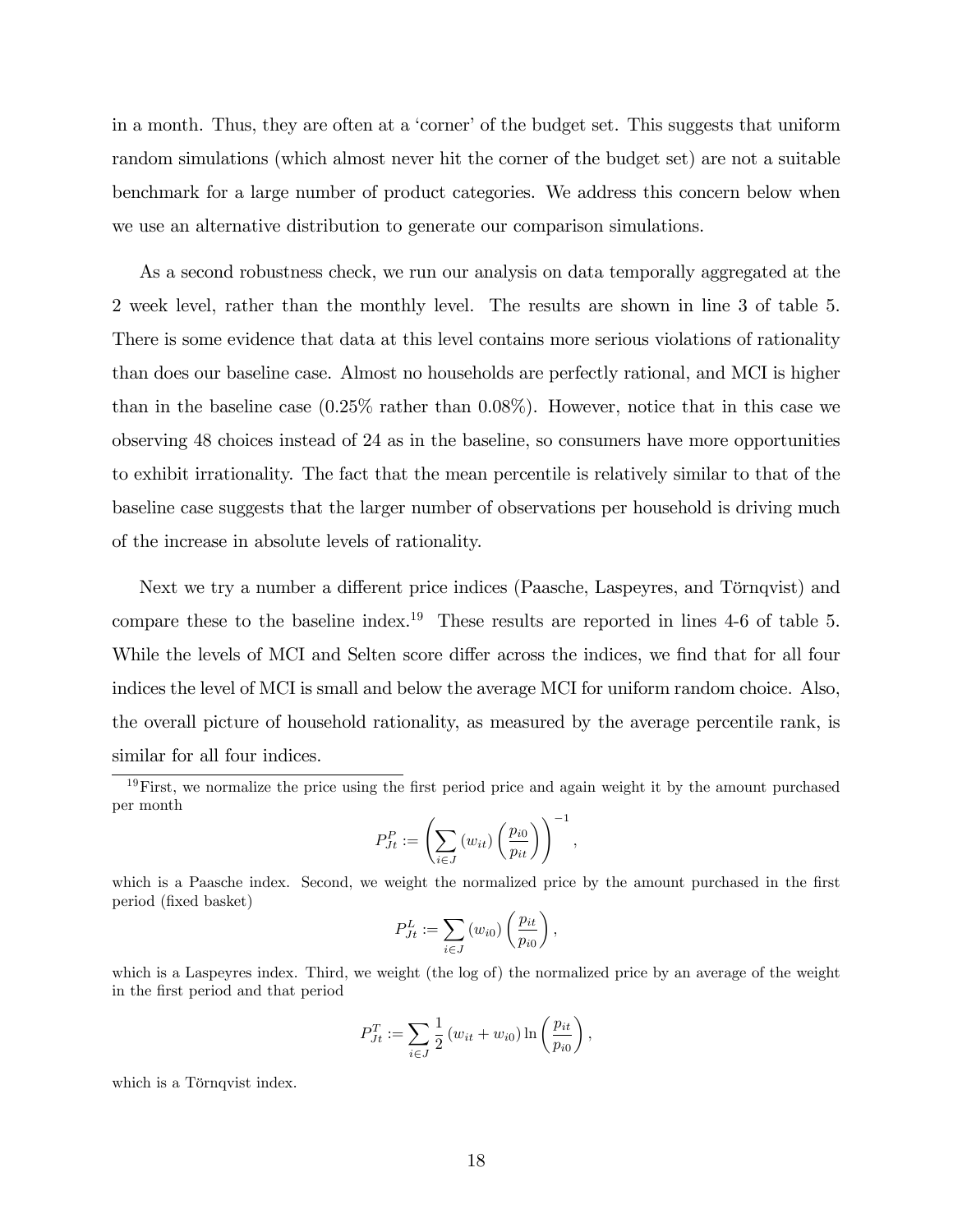in a month. Thus, they are often at a 'corner' of the budget set. This suggests that uniform random simulations (which almost never hit the corner of the budget set) are not a suitable benchmark for a large number of product categories. We address this concern below when we use an alternative distribution to generate our comparison simulations.

As a second robustness check, we run our analysis on data temporally aggregated at the 2 week level, rather than the monthly level. The results are shown in line 3 of table 5. There is some evidence that data at this level contains more serious violations of rationality than does our baseline case. Almost no households are perfectly rational, and MCI is higher than in the baseline case (0.25% rather than 0.08%). However, notice that in this case we observing 48 choices instead of 24 as in the baseline, so consumers have more opportunities to exhibit irrationality. The fact that the mean percentile is relatively similar to that of the baseline case suggests that the larger number of observations per household is driving much of the increase in absolute levels of rationality.

Next we try a number a different price indices (Paasche, Laspeyres, and Törnqvist) and compare these to the baseline index.[19] These results are reported in lines 4-6 of table 5. While the levels of MCI and Selten score differ across the indices, we find that for all four indices the level of MCI is small and below the average MCI for uniform random choice. Also, the overall picture of household rationality, as measured by the average percentile rank, is similar for all four indices.

---

[19] First, we normalize the price using the first period price and again weight it by the amount purchased per month

$$P_{Jt}^{P} := \left( \sum_{i \in J} (w_{it}) \left( \frac{p_{i0}}{p_{it}} \right) \right)^{-1},$$

which is a Paasche index. Second, we weight the normalized price by the amount purchased in the first period (fixed basket)

$$P_{Jt}^{L} := \sum_{i \in J} (w_{i0}) \left( \frac{p_{it}}{p_{i0}} \right),$$

which is a Laspeyres index. Third, we weight (the log of) the normalized price by an average of the weight in the first period and that period

$$P_{Jt}^{T} := \sum_{i \in J} \frac{1}{2} (w_{it} + w_{i0}) \ln \left( \frac{p_{it}}{p_{i0}} \right),$$

which is a Törnqvist index.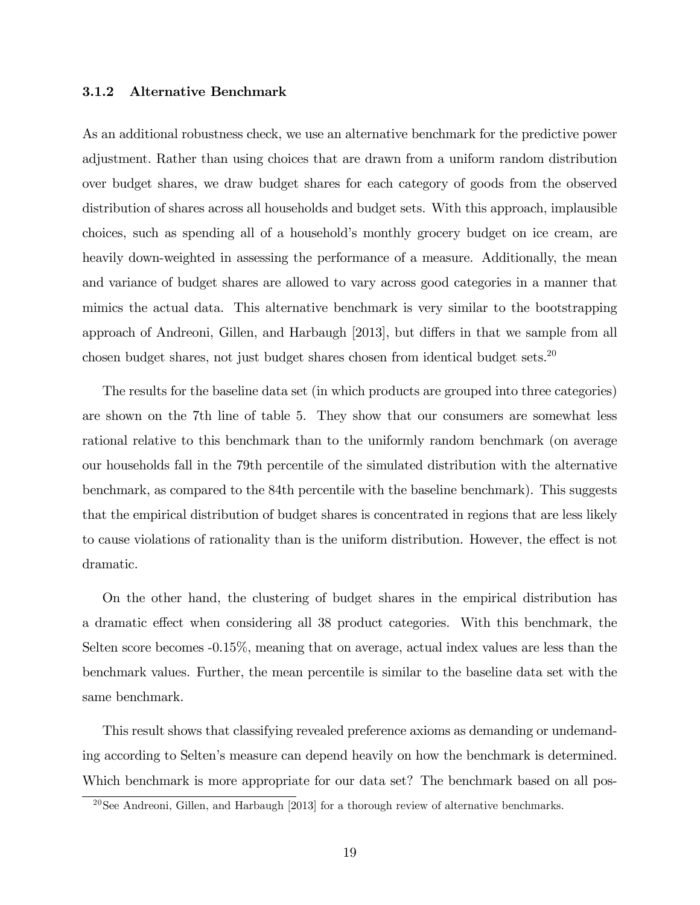### 3.1.2 Alternative Benchmark

As an additional robustness check, we use an alternative benchmark for the predictive power adjustment. Rather than using choices that are drawn from a uniform random distribution over budget shares, we draw budget shares for each category of goods from the observed distribution of shares across all households and budget sets. With this approach, implausible choices, such as spending all of a household's monthly grocery budget on ice cream, are heavily down-weighted in assessing the performance of a measure. Additionally, the mean and variance of budget shares are allowed to vary across good categories in a manner that mimics the actual data. This alternative benchmark is very similar to the bootstrapping approach of Andreoni, Gillen, and Harbaugh [2013], but differs in that we sample from all chosen budget shares, not just budget shares chosen from identical budget sets.[20]

The results for the baseline data set (in which products are grouped into three categories) are shown on the 7th line of table 5. They show that our consumers are somewhat less rational relative to this benchmark than to the uniformly random benchmark (on average our households fall in the 79th percentile of the simulated distribution with the alternative benchmark, as compared to the 84th percentile with the baseline benchmark). This suggests that the empirical distribution of budget shares is concentrated in regions that are less likely to cause violations of rationality than is the uniform distribution. However, the effect is not dramatic.

On the other hand, the clustering of budget shares in the empirical distribution has a dramatic effect when considering all 38 product categories. With this benchmark, the Selten score becomes -0.15%, meaning that on average, actual index values are less than the benchmark values. Further, the mean percentile is similar to the baseline data set with the same benchmark.

This result shows that classifying revealed preference axioms as demanding or undemanding according to Selten's measure can depend heavily on how the benchmark is determined. Which benchmark is more appropriate for our data set? The benchmark based on all pos-

[20] See Andreoni, Gillen, and Harbaugh [2013] for a thorough review of alternative benchmarks.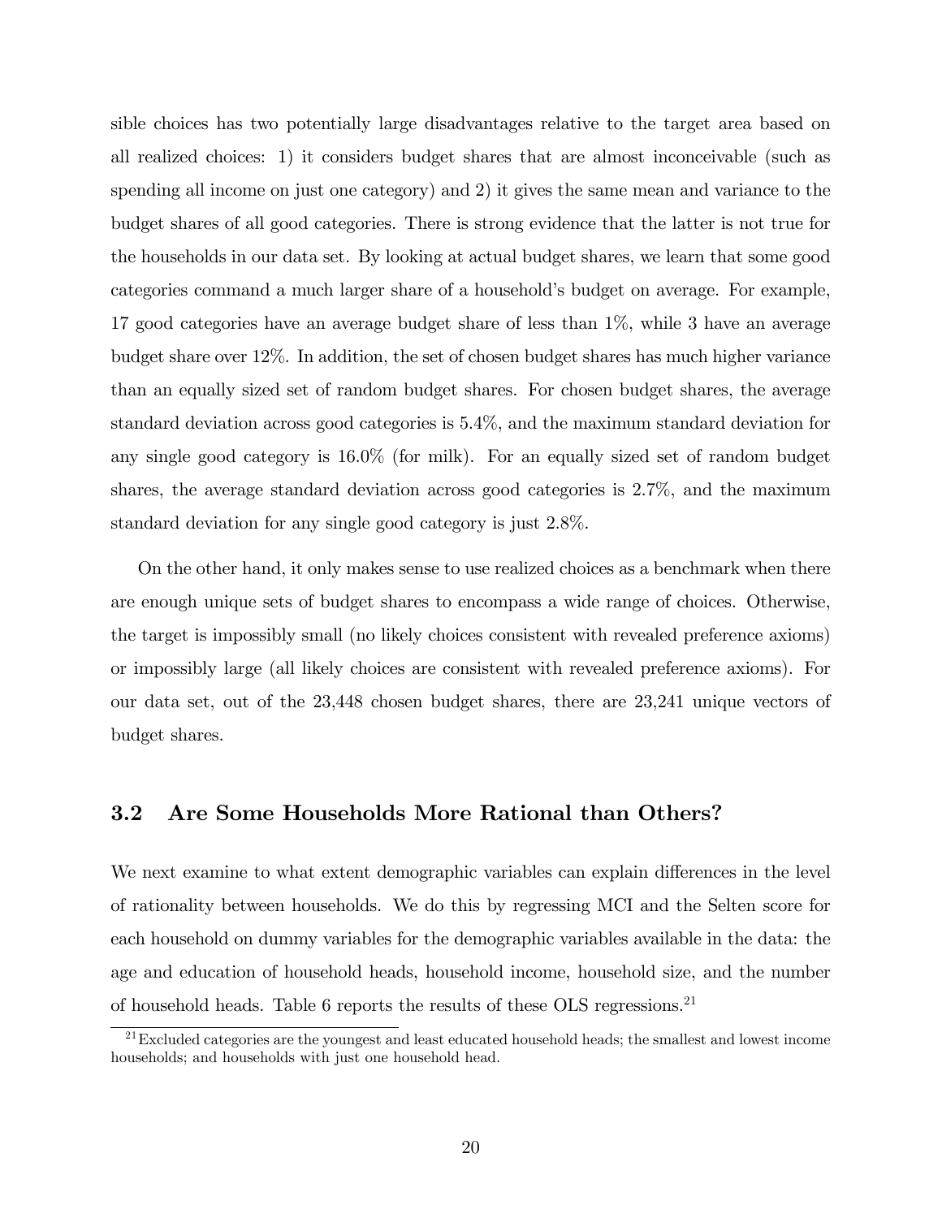sible choices has two potentially large disadvantages relative to the target area based on all realized choices: 1) it considers budget shares that are almost inconceivable (such as spending all income on just one category) and 2) it gives the same mean and variance to the budget shares of all good categories. There is strong evidence that the latter is not true for the households in our data set. By looking at actual budget shares, we learn that some good categories command a much larger share of a household's budget on average. For example, 17 good categories have an average budget share of less than 1%, while 3 have an average budget share over 12%. In addition, the set of chosen budget shares has much higher variance than an equally sized set of random budget shares. For chosen budget shares, the average standard deviation across good categories is 5.4%, and the maximum standard deviation for any single good category is 16.0% (for milk). For an equally sized set of random budget shares, the average standard deviation across good categories is 2.7%, and the maximum standard deviation for any single good category is just 2.8%.

On the other hand, it only makes sense to use realized choices as a benchmark when there are enough unique sets of budget shares to encompass a wide range of choices. Otherwise, the target is impossibly small (no likely choices consistent with revealed preference axioms) or impossibly large (all likely choices are consistent with revealed preference axioms). For our data set, out of the 23,448 chosen budget shares, there are 23,241 unique vectors of budget shares.

## 3.2 Are Some Households More Rational than Others?

We next examine to what extent demographic variables can explain differences in the level of rationality between households. We do this by regressing MCI and the Selten score for each household on dummy variables for the demographic variables available in the data: the age and education of household heads, household income, household size, and the number of household heads. Table 6 reports the results of these OLS regressions.[21]

[21] Excluded categories are the youngest and least educated household heads; the smallest and lowest income households; and households with just one household head.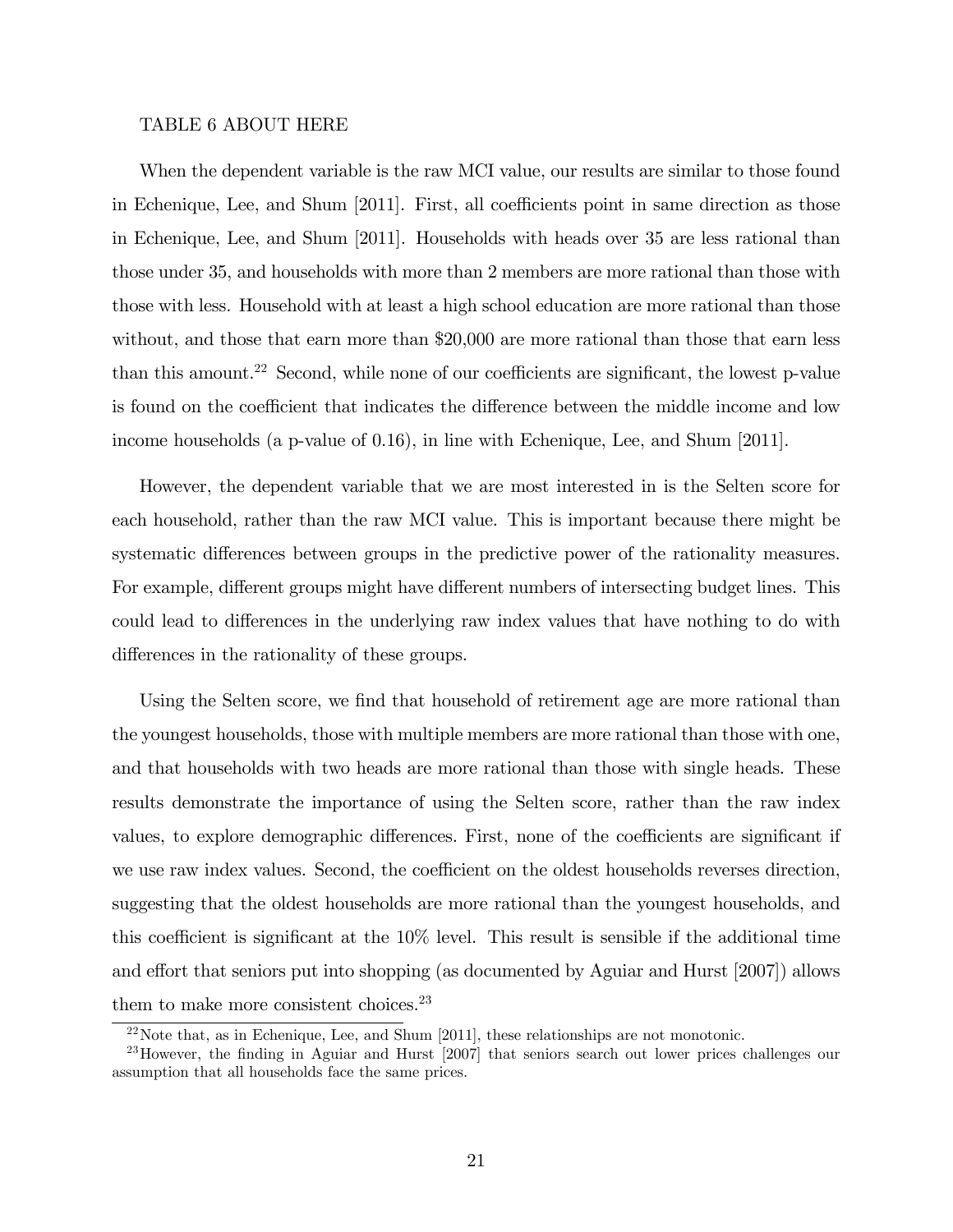TABLE 6 ABOUT HERE

When the dependent variable is the raw MCI value, our results are similar to those found in Echenique, Lee, and Shum [2011]. First, all coefficients point in same direction as those in Echenique, Lee, and Shum [2011]. Households with heads over 35 are less rational than those under 35, and households with more than 2 members are more rational than those with those with less. Household with at least a high school education are more rational than those without, and those that earn more than \$20,000 are more rational than those that earn less than this amount.[22] Second, while none of our coefficients are significant, the lowest p-value is found on the coefficient that indicates the difference between the middle income and low income households (a p-value of 0.16), in line with Echenique, Lee, and Shum [2011].

However, the dependent variable that we are most interested in is the Selten score for each household, rather than the raw MCI value. This is important because there might be systematic differences between groups in the predictive power of the rationality measures. For example, different groups might have different numbers of intersecting budget lines. This could lead to differences in the underlying raw index values that have nothing to do with differences in the rationality of these groups.

Using the Selten score, we find that household of retirement age are more rational than the youngest households, those with multiple members are more rational than those with one, and that households with two heads are more rational than those with single heads. These results demonstrate the importance of using the Selten score, rather than the raw index values, to explore demographic differences. First, none of the coefficients are significant if we use raw index values. Second, the coefficient on the oldest households reverses direction, suggesting that the oldest households are more rational than the youngest households, and this coefficient is significant at the 10% level. This result is sensible if the additional time and effort that seniors put into shopping (as documented by Aguiar and Hurst [2007]) allows them to make more consistent choices.[23]

[22] Note that, as in Echenique, Lee, and Shum [2011], these relationships are not monotonic.

[23] However, the finding in Aguiar and Hurst [2007] that seniors search out lower prices challenges our assumption that all households face the same prices.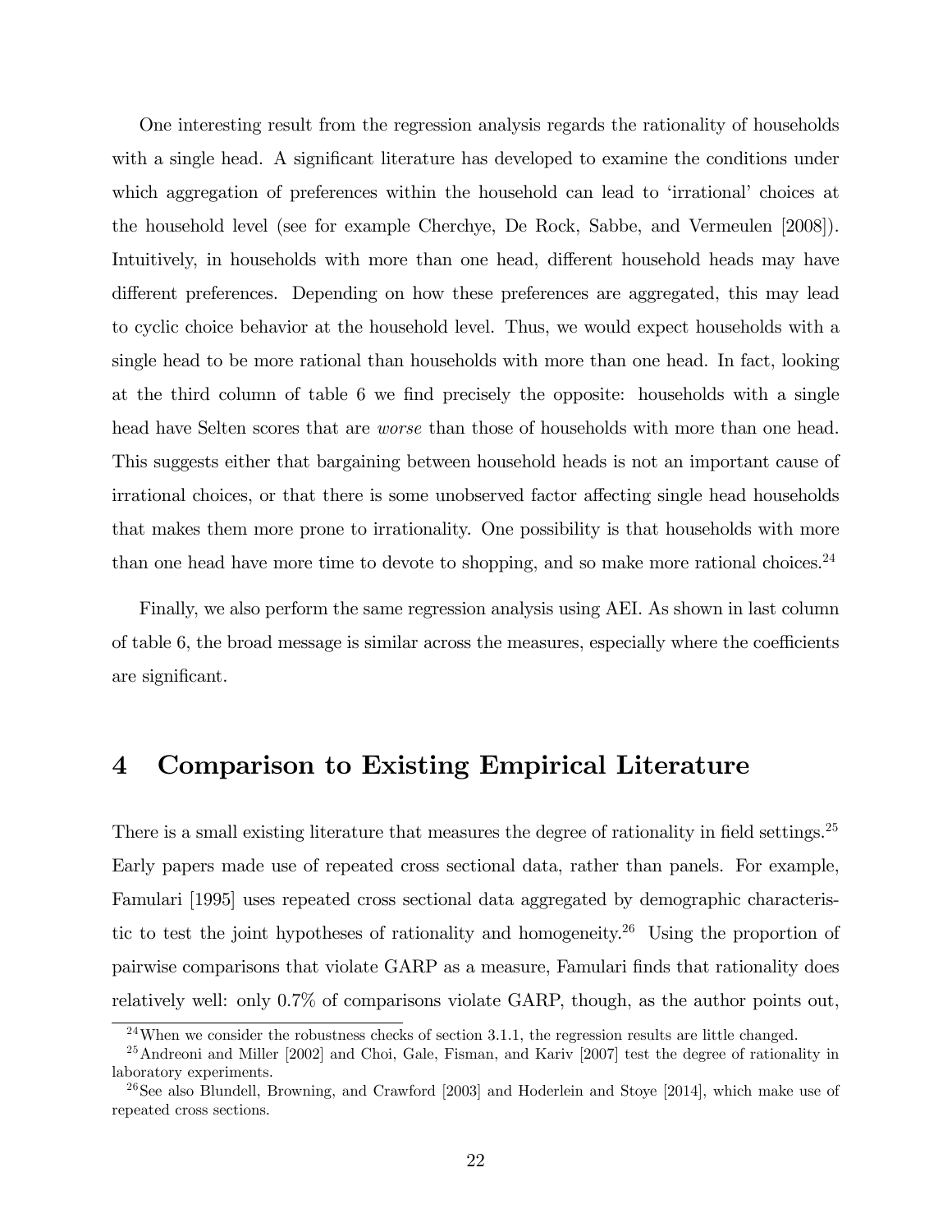One interesting result from the regression analysis regards the rationality of households with a single head. A significant literature has developed to examine the conditions under which aggregation of preferences within the household can lead to 'irrational' choices at the household level (see for example Cherchye, De Rock, Sabbe, and Vermeulen [2008]). Intuitively, in households with more than one head, different household heads may have different preferences. Depending on how these preferences are aggregated, this may lead to cyclic choice behavior at the household level. Thus, we would expect households with a single head to be more rational than households with more than one head. In fact, looking at the third column of table 6 we find precisely the opposite: households with a single head have Selten scores that are *worse* than those of households with more than one head. This suggests either that bargaining between household heads is not an important cause of irrational choices, or that there is some unobserved factor affecting single head households that makes them more prone to irrationality. One possibility is that households with more than one head have more time to devote to shopping, and so make more rational choices.[24]

Finally, we also perform the same regression analysis using AEI. As shown in last column of table 6, the broad message is similar across the measures, especially where the coefficients are significant.

# 4 Comparison to Existing Empirical Literature

There is a small existing literature that measures the degree of rationality in field settings.[25] Early papers made use of repeated cross sectional data, rather than panels. For example, Famulari [1995] uses repeated cross sectional data aggregated by demographic characteristic to test the joint hypotheses of rationality and homogeneity.[26] Using the proportion of pairwise comparisons that violate GARP as a measure, Famulari finds that rationality does relatively well: only 0.7% of comparisons violate GARP, though, as the author points out,

[24] When we consider the robustness checks of section 3.1.1, the regression results are little changed.

[25] Andreoni and Miller [2002] and Choi, Gale, Fisman, and Kariv [2007] test the degree of rationality in laboratory experiments.

[26] See also Blundell, Browning, and Crawford [2003] and Hoderlein and Stoye [2014], which make use of repeated cross sections.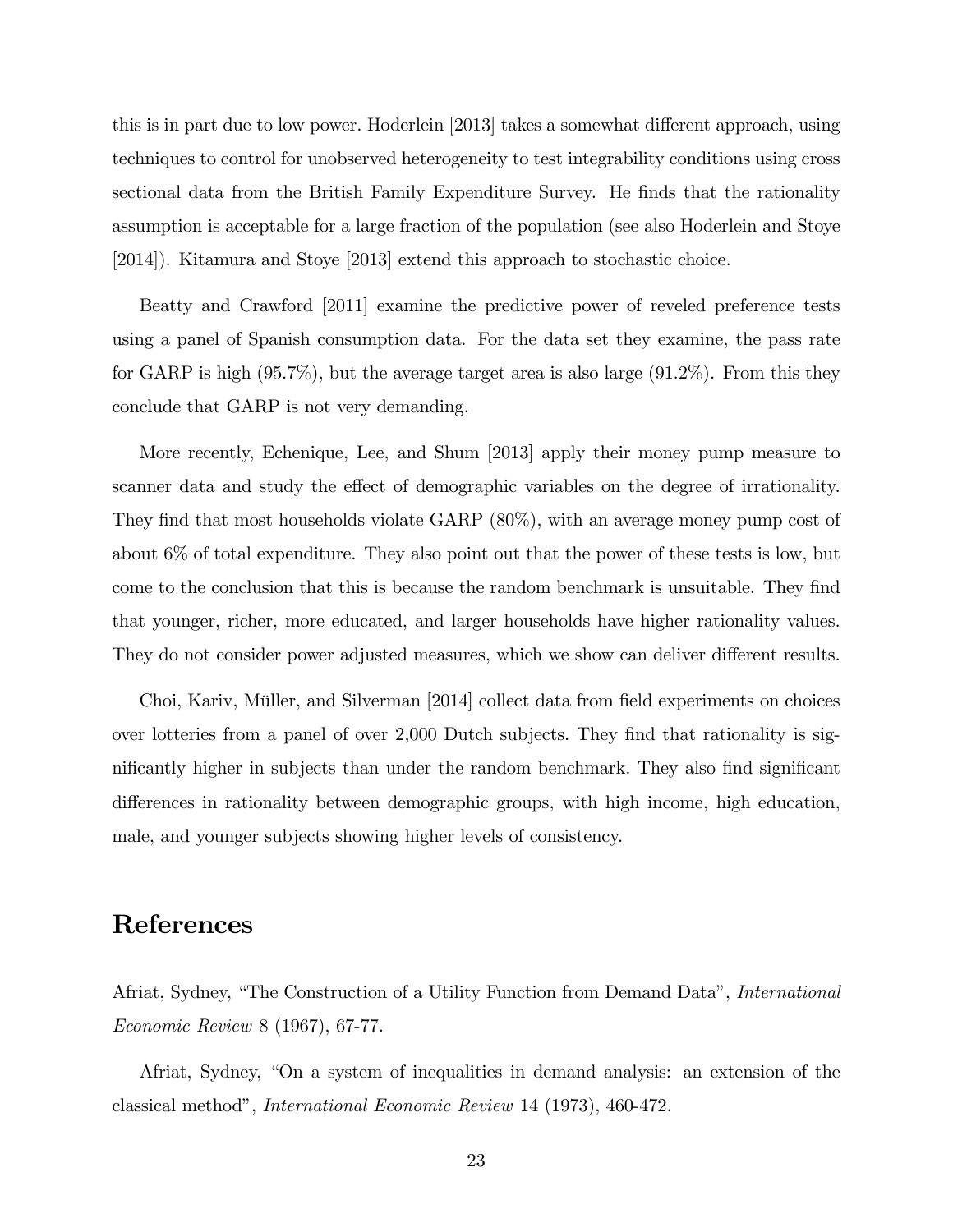this is in part due to low power. Hoderlein [2013] takes a somewhat different approach, using techniques to control for unobserved heterogeneity to test integrability conditions using cross sectional data from the British Family Expenditure Survey. He finds that the rationality assumption is acceptable for a large fraction of the population (see also Hoderlein and Stoye [2014]). Kitamura and Stoye [2013] extend this approach to stochastic choice.

Beatty and Crawford [2011] examine the predictive power of reveled preference tests using a panel of Spanish consumption data. For the data set they examine, the pass rate for GARP is high (95.7%), but the average target area is also large (91.2%). From this they conclude that GARP is not very demanding.

More recently, Echenique, Lee, and Shum [2013] apply their money pump measure to scanner data and study the effect of demographic variables on the degree of irrationality. They find that most households violate GARP (80%), with an average money pump cost of about 6% of total expenditure. They also point out that the power of these tests is low, but come to the conclusion that this is because the random benchmark is unsuitable. They find that younger, richer, more educated, and larger households have higher rationality values. They do not consider power adjusted measures, which we show can deliver different results.

Choi, Kariv, Müller, and Silverman [2014] collect data from field experiments on choices over lotteries from a panel of over 2,000 Dutch subjects. They find that rationality is significantly higher in subjects than under the random benchmark. They also find significant differences in rationality between demographic groups, with high income, high education, male, and younger subjects showing higher levels of consistency.

# References

Afriat, Sydney, "The Construction of a Utility Function from Demand Data", *International Economic Review* 8 (1967), 67-77.

Afriat, Sydney, "On a system of inequalities in demand analysis: an extension of the classical method", *International Economic Review* 14 (1973), 460-472.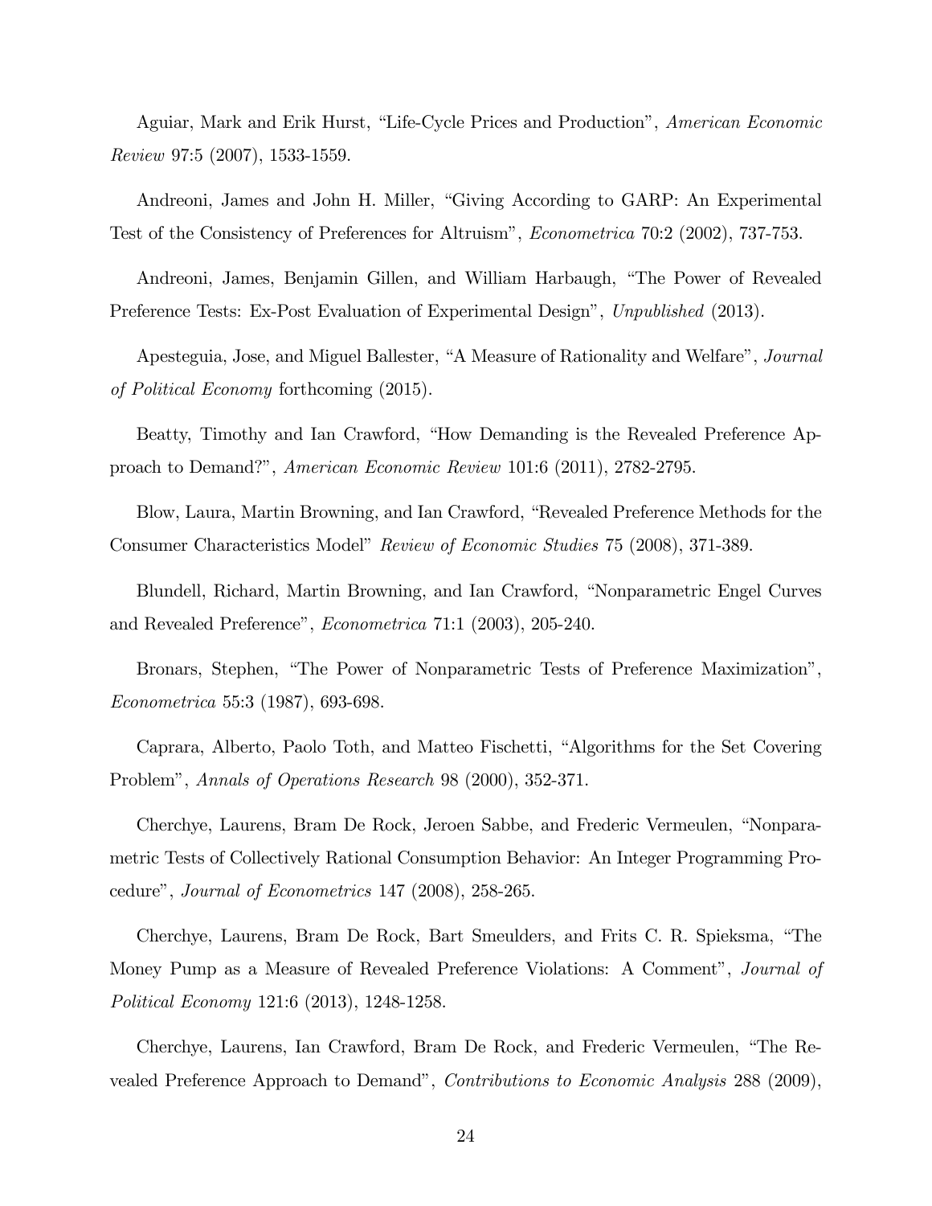Aguiar, Mark and Erik Hurst, "Life-Cycle Prices and Production", *American Economic Review* 97:5 (2007), 1533-1559.

Andreoni, James and John H. Miller, "Giving According to GARP: An Experimental Test of the Consistency of Preferences for Altruism", *Econometrica* 70:2 (2002), 737-753.

Andreoni, James, Benjamin Gillen, and William Harbaugh, "The Power of Revealed Preference Tests: Ex-Post Evaluation of Experimental Design", *Unpublished* (2013).

Apesteguia, Jose, and Miguel Ballester, "A Measure of Rationality and Welfare", *Journal of Political Economy* forthcoming (2015).

Beatty, Timothy and Ian Crawford, "How Demanding is the Revealed Preference Approach to Demand?", *American Economic Review* 101:6 (2011), 2782-2795.

Blow, Laura, Martin Browning, and Ian Crawford, "Revealed Preference Methods for the Consumer Characteristics Model" *Review of Economic Studies* 75 (2008), 371-389.

Blundell, Richard, Martin Browning, and Ian Crawford, "Nonparametric Engel Curves and Revealed Preference", *Econometrica* 71:1 (2003), 205-240.

Bronars, Stephen, "The Power of Nonparametric Tests of Preference Maximization", *Econometrica* 55:3 (1987), 693-698.

Caprara, Alberto, Paolo Toth, and Matteo Fischetti, "Algorithms for the Set Covering Problem", *Annals of Operations Research* 98 (2000), 352-371.

Cherchye, Laurens, Bram De Rock, Jeroen Sabbe, and Frederic Vermeulen, "Nonparametric Tests of Collectively Rational Consumption Behavior: An Integer Programming Procedure", *Journal of Econometrics* 147 (2008), 258-265.

Cherchye, Laurens, Bram De Rock, Bart Smeulders, and Frits C. R. Spieksma, "The Money Pump as a Measure of Revealed Preference Violations: A Comment", *Journal of Political Economy* 121:6 (2013), 1248-1258.

Cherchye, Laurens, Ian Crawford, Bram De Rock, and Frederic Vermeulen, "The Revealed Preference Approach to Demand", *Contributions to Economic Analysis* 288 (2009),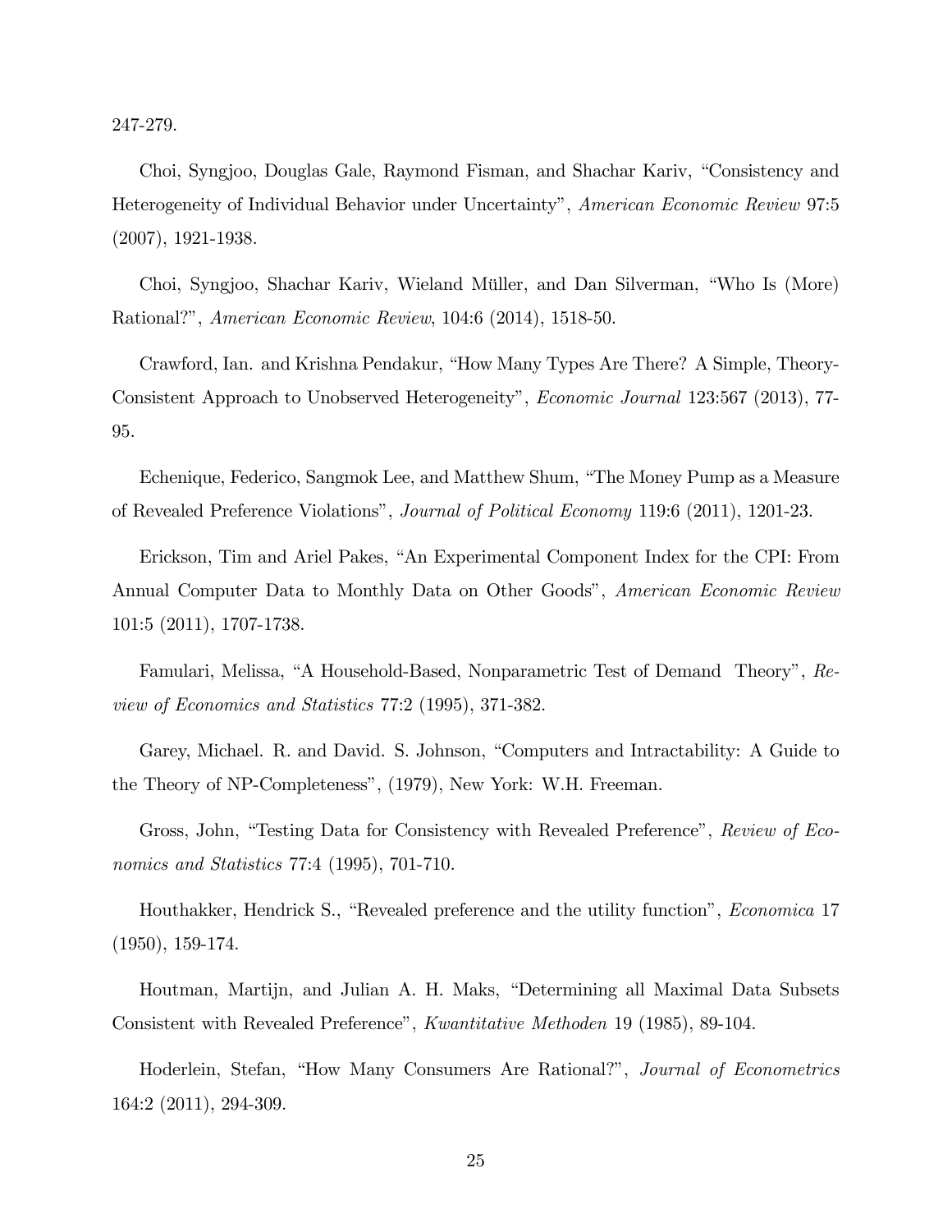247-279.

Choi, Syngjoo, Douglas Gale, Raymond Fisman, and Shachar Kariv, "Consistency and Heterogeneity of Individual Behavior under Uncertainty", *American Economic Review* 97:5 (2007), 1921-1938.

Choi, Syngjoo, Shachar Kariv, Wieland Müller, and Dan Silverman, "Who Is (More) Rational?", *American Economic Review*, 104:6 (2014), 1518-50.

Crawford, Ian. and Krishna Pendakur, "How Many Types Are There? A Simple, Theory-Consistent Approach to Unobserved Heterogeneity", *Economic Journal* 123:567 (2013), 77-95.

Echenique, Federico, Sangmok Lee, and Matthew Shum, "The Money Pump as a Measure of Revealed Preference Violations", *Journal of Political Economy* 119:6 (2011), 1201-23.

Erickson, Tim and Ariel Pakes, "An Experimental Component Index for the CPI: From Annual Computer Data to Monthly Data on Other Goods", *American Economic Review* 101:5 (2011), 1707-1738.

Famulari, Melissa, "A Household-Based, Nonparametric Test of Demand Theory", *Review of Economics and Statistics* 77:2 (1995), 371-382.

Garey, Michael. R. and David. S. Johnson, "Computers and Intractability: A Guide to the Theory of NP-Completeness", (1979), New York: W.H. Freeman.

Gross, John, "Testing Data for Consistency with Revealed Preference", *Review of Economics and Statistics* 77:4 (1995), 701-710.

Houthakker, Hendrick S., "Revealed preference and the utility function", *Economica* 17 (1950), 159-174.

Houtman, Martijn, and Julian A. H. Maks, "Determining all Maximal Data Subsets Consistent with Revealed Preference", *Kwantitative Methoden* 19 (1985), 89-104.

Hoderlein, Stefan, "How Many Consumers Are Rational?", *Journal of Econometrics* 164:2 (2011), 294-309.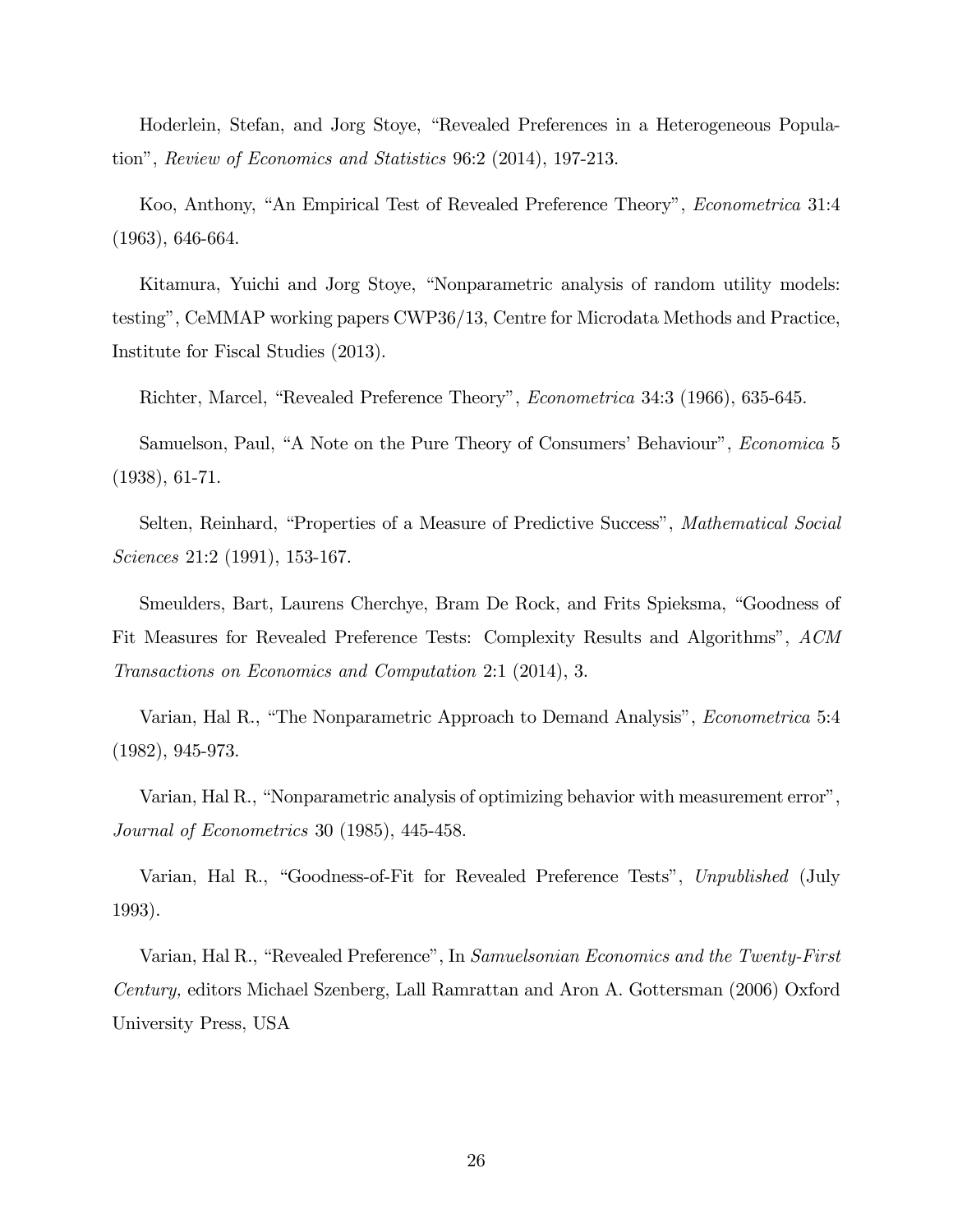Hoderlein, Stefan, and Jorg Stoye, "Revealed Preferences in a Heterogeneous Population", *Review of Economics and Statistics* 96:2 (2014), 197-213.

Koo, Anthony, "An Empirical Test of Revealed Preference Theory", *Econometrica* 31:4 (1963), 646-664.

Kitamura, Yuichi and Jorg Stoye, "Nonparametric analysis of random utility models: testing", CeMMAP working papers CWP36/13, Centre for Microdata Methods and Practice, Institute for Fiscal Studies (2013).

Richter, Marcel, "Revealed Preference Theory", *Econometrica* 34:3 (1966), 635-645.

Samuelson, Paul, "A Note on the Pure Theory of Consumers' Behaviour", *Economica* 5 (1938), 61-71.

Selten, Reinhard, "Properties of a Measure of Predictive Success", *Mathematical Social Sciences* 21:2 (1991), 153-167.

Smeulders, Bart, Laurens Cherchye, Bram De Rock, and Frits Spieksma, "Goodness of Fit Measures for Revealed Preference Tests: Complexity Results and Algorithms", *ACM Transactions on Economics and Computation* 2:1 (2014), 3.

Varian, Hal R., "The Nonparametric Approach to Demand Analysis", *Econometrica* 5:4 (1982), 945-973.

Varian, Hal R., "Nonparametric analysis of optimizing behavior with measurement error", *Journal of Econometrics* 30 (1985), 445-458.

Varian, Hal R., "Goodness-of-Fit for Revealed Preference Tests", *Unpublished* (July 1993).

Varian, Hal R., "Revealed Preference", In *Samuelsonian Economics and the Twenty-First Century,* editors Michael Szenberg, Lall Ramrattan and Aron A. Gottersman (2006) Oxford University Press, USA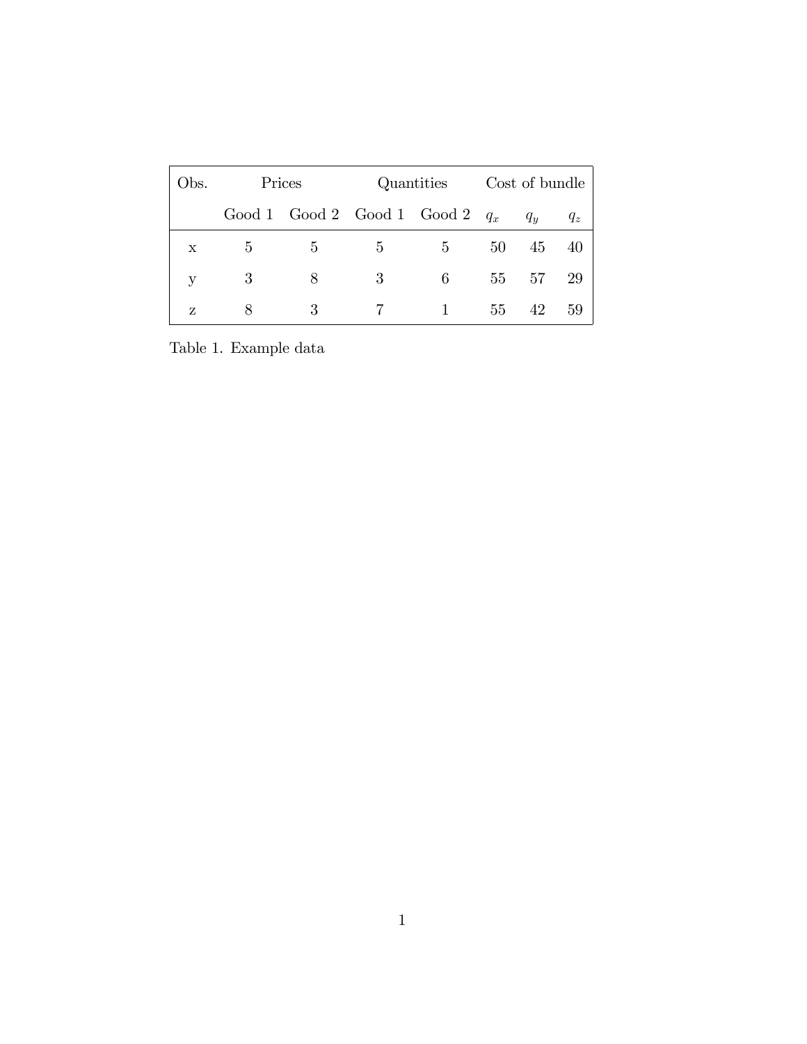| Obs. | Prices | | Quantities | | Cost of bundle | | |
|---|---|---|---|---|---|---|---|
| | Good 1 | Good 2 | Good 1 | Good 2 | $q_x$ | $q_y$ | $q_z$ |
| x | 5 | 5 | 5 | 5 | 50 | 45 | 40 |
| y | 3 | 8 | 3 | 6 | 55 | 57 | 29 |
| z | 8 | 3 | 7 | 1 | 55 | 42 | 59 |

Table 1. Example data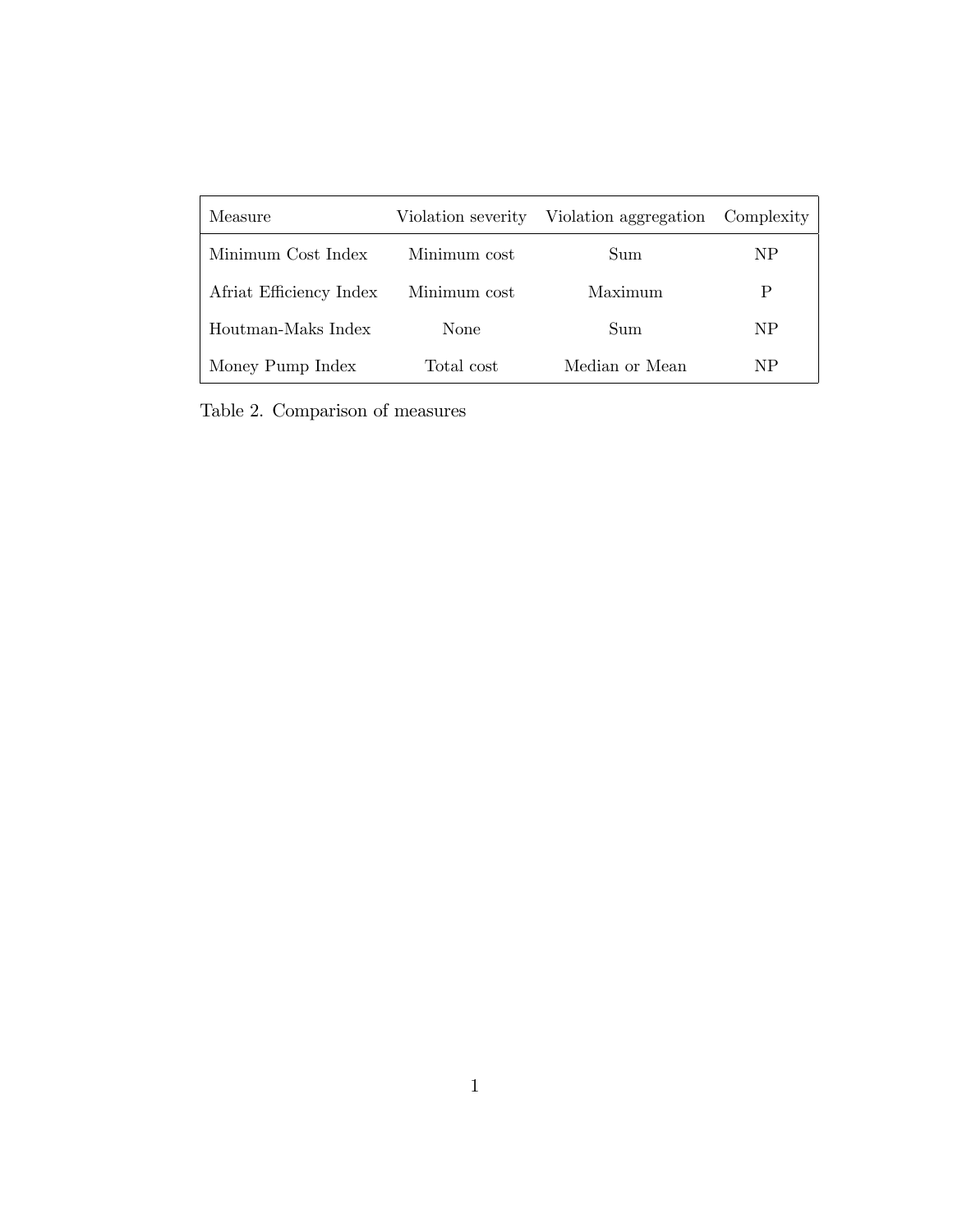| Measure | Violation severity | Violation aggregation | Complexity |
| --- | --- | --- | --- |
| Minimum Cost Index | Minimum cost | Sum | NP |
| Afriat Efficiency Index | Minimum cost | Maximum | P |
| Houtman-Maks Index | None | Sum | NP |
| Money Pump Index | Total cost | Median or Mean | NP |

Table 2. Comparison of measures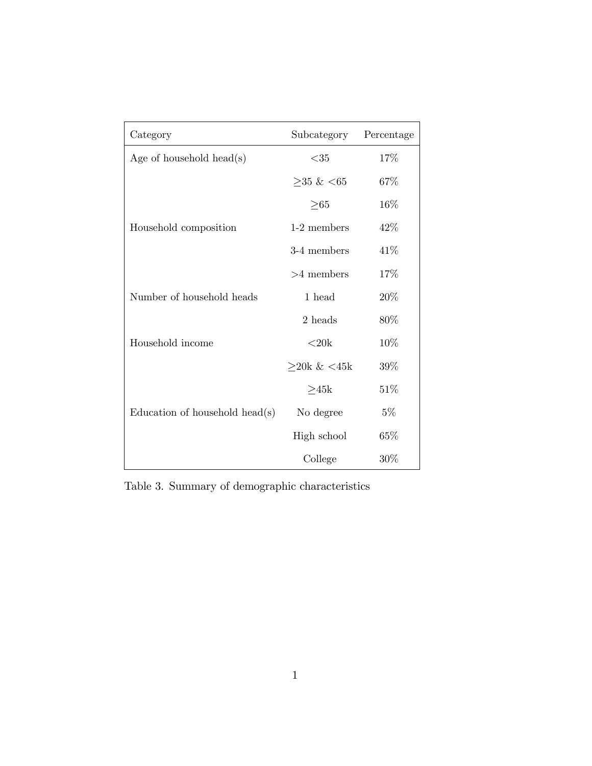| Category | Subcategory | Percentage |
|---|---|---|
| Age of household head(s) | <35 | 17% |
| | ≥35 & <65 | 67% |
| | ≥65 | 16% |
| Household composition | 1-2 members | 42% |
| | 3-4 members | 41% |
| | >4 members | 17% |
| Number of household heads | 1 head | 20% |
| | 2 heads | 80% |
| Household income | <20k | 10% |
| | ≥20k & <45k | 39% |
| | ≥45k | 51% |
| Education of household head(s) | No degree | 5% |
| | High school | 65% |
| | College | 30% |

Table 3. Summary of demographic characteristics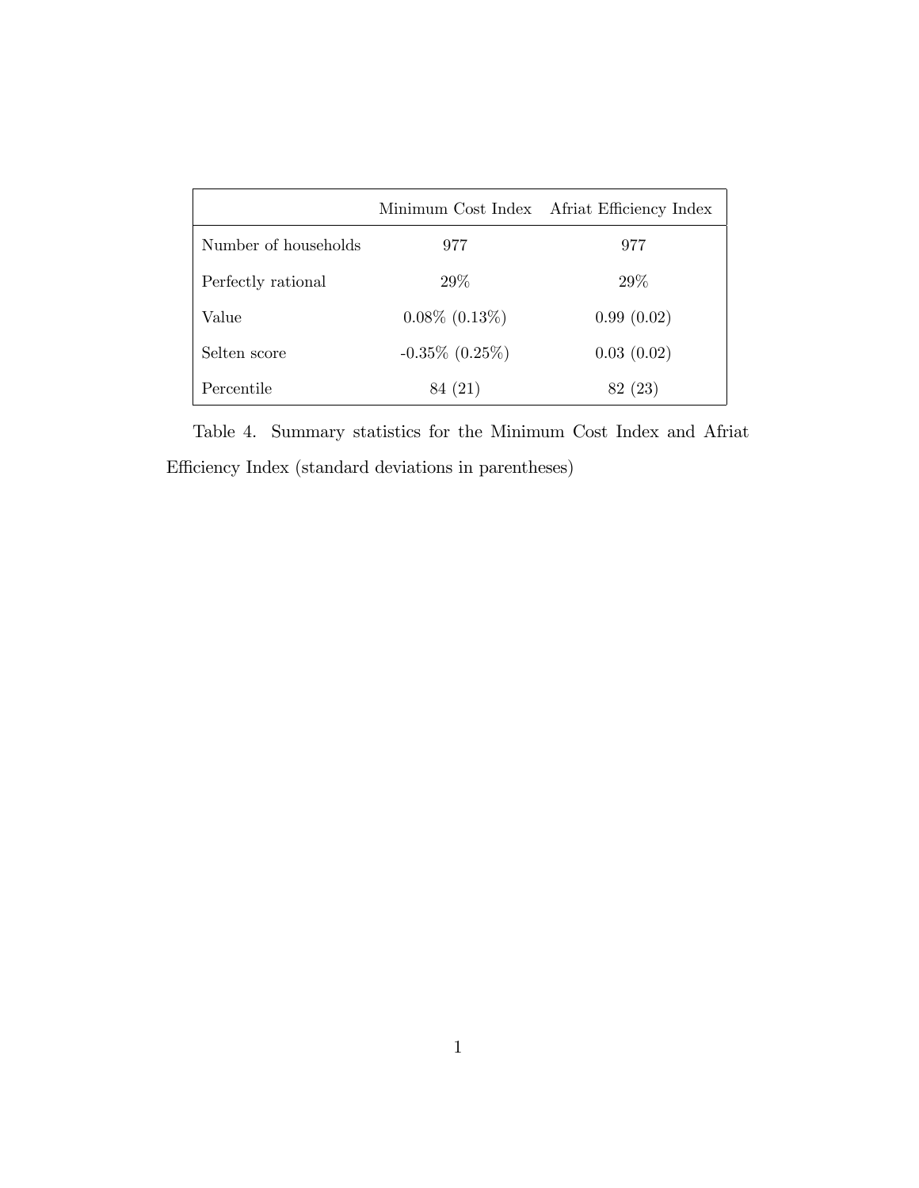| | Minimum Cost Index | Afriat Efficiency Index |
|---|---|---|
| Number of households | 977 | 977 |
| Perfectly rational | 29% | 29% |
| Value | 0.08% (0.13%) | 0.99 (0.02) |
| Selten score | -0.35% (0.25%) | 0.03 (0.02) |
| Percentile | 84 (21) | 82 (23) |

Table 4. Summary statistics for the Minimum Cost Index and Afriat Efficiency Index (standard deviations in parentheses)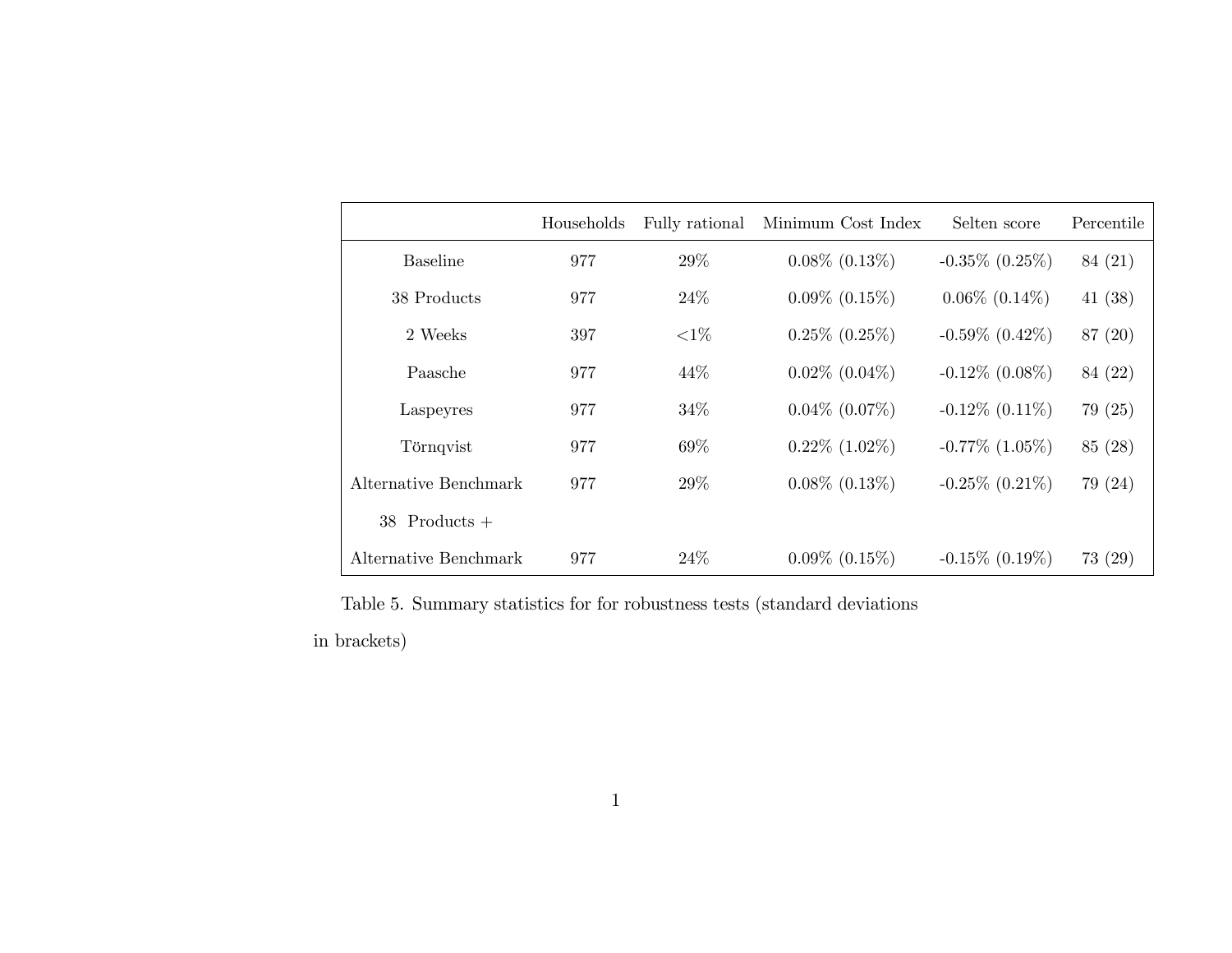| | Households | Fully rational | Minimum Cost Index | Selten score | Percentile |
|---|---|---|---|---|---|
| Baseline | 977 | 29% | 0.08% (0.13%) | -0.35% (0.25%) | 84 (21) |
| 38 Products | 977 | 24% | 0.09% (0.15%) | 0.06% (0.14%) | 41 (38) |
| 2 Weeks | 397 | <1% | 0.25% (0.25%) | -0.59% (0.42%) | 87 (20) |
| Paasche | 977 | 44% | 0.02% (0.04%) | -0.12% (0.08%) | 84 (22) |
| Laspeyres | 977 | 34% | 0.04% (0.07%) | -0.12% (0.11%) | 79 (25) |
| Törnqvist | 977 | 69% | 0.22% (1.02%) | -0.77% (1.05%) | 85 (28) |
| Alternative Benchmark | 977 | 29% | 0.08% (0.13%) | -0.25% (0.21%) | 79 (24) |
| 38 Products + Alternative Benchmark | 977 | 24% | 0.09% (0.15%) | -0.15% (0.19%) | 73 (29) |

Table 5. Summary statistics for for robustness tests (standard deviations in brackets)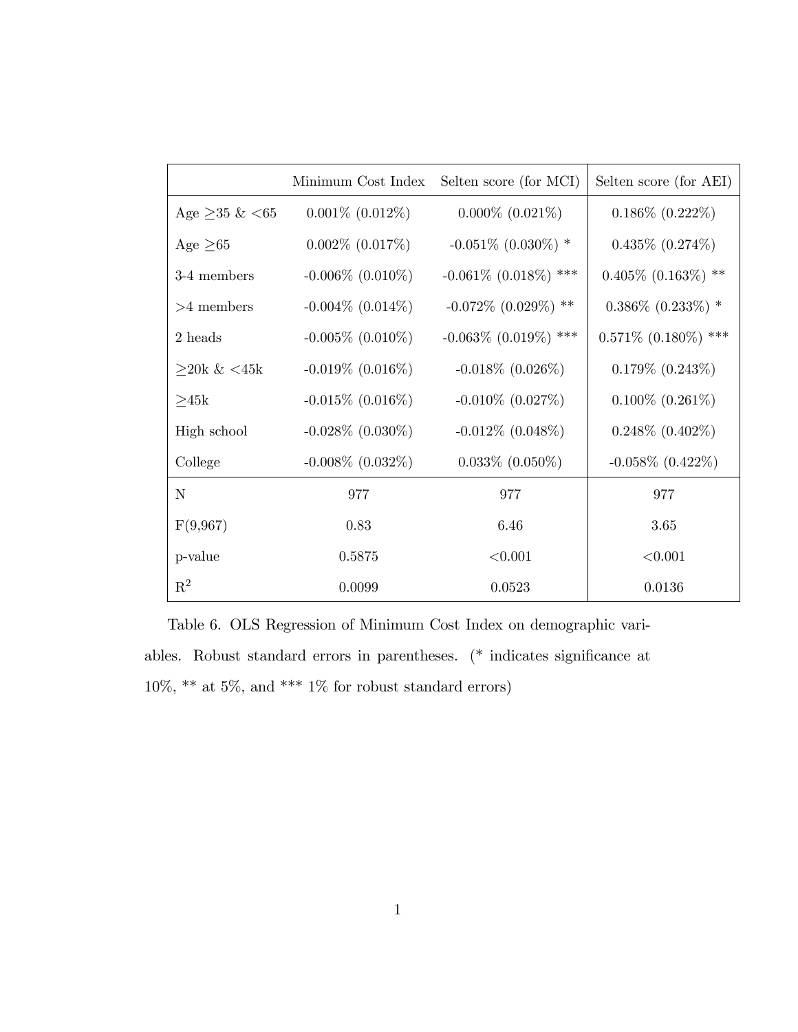| | Minimum Cost Index | Selten score (for MCI) | Selten score (for AEI) |
|---|---|---|---|
| Age ≥35 & <65 | 0.001% (0.012%) | 0.000% (0.021%) | 0.186% (0.222%) |
| Age ≥65 | 0.002% (0.017%) | -0.051% (0.030%) * | 0.435% (0.274%) |
| 3-4 members | -0.006% (0.010%) | -0.061% (0.018%) *** | 0.405% (0.163%) ** |
| >4 members | -0.004% (0.014%) | -0.072% (0.029%) ** | 0.386% (0.233%) * |
| 2 heads | -0.005% (0.010%) | -0.063% (0.019%) *** | 0.571% (0.180%) *** |
| ≥20k & <45k | -0.019% (0.016%) | -0.018% (0.026%) | 0.179% (0.243%) |
| ≥45k | -0.015% (0.016%) | -0.010% (0.027%) | 0.100% (0.261%) |
| High school | -0.028% (0.030%) | -0.012% (0.048%) | 0.248% (0.402%) |
| College | -0.008% (0.032%) | 0.033% (0.050%) | -0.058% (0.422%) |
| N | 977 | 977 | 977 |
| F(9,967) | 0.83 | 6.46 | 3.65 |
| p-value | 0.5875 | <0.001 | <0.001 |
| $R^2$ | 0.0099 | 0.0523 | 0.0136 |

Table 6. OLS Regression of Minimum Cost Index on demographic variables. Robust standard errors in parentheses. (* indicates significance at 10%, ** at 5%, and *** 1% for robust standard errors)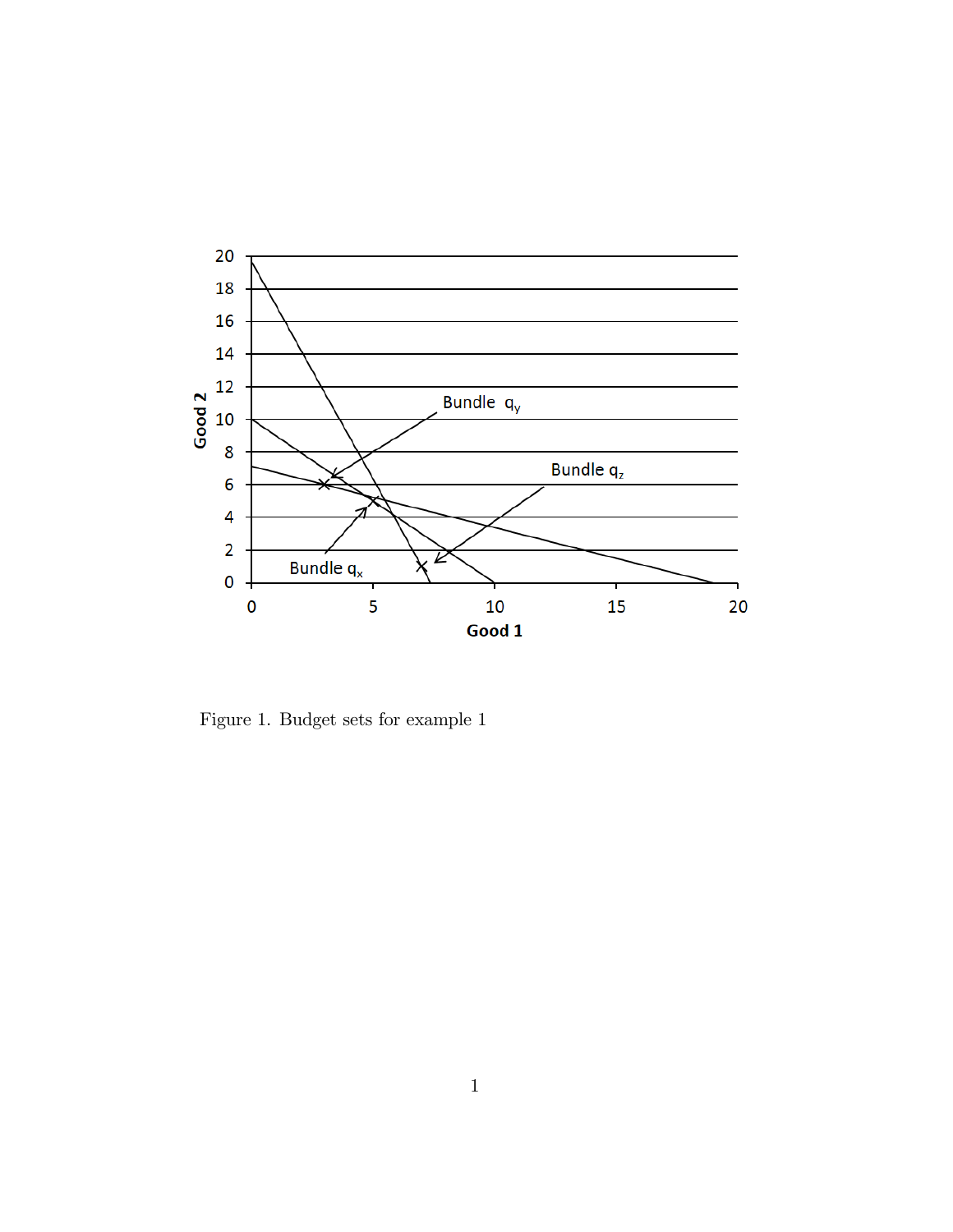20
18
16
14
12
10
8
6
4
2
0

Good 2

0
5
10
15
20

Good 1

Bundle $q_y$

Bundle $q_z$

Bundle $q_x$

Figure 1. Budget sets for example 1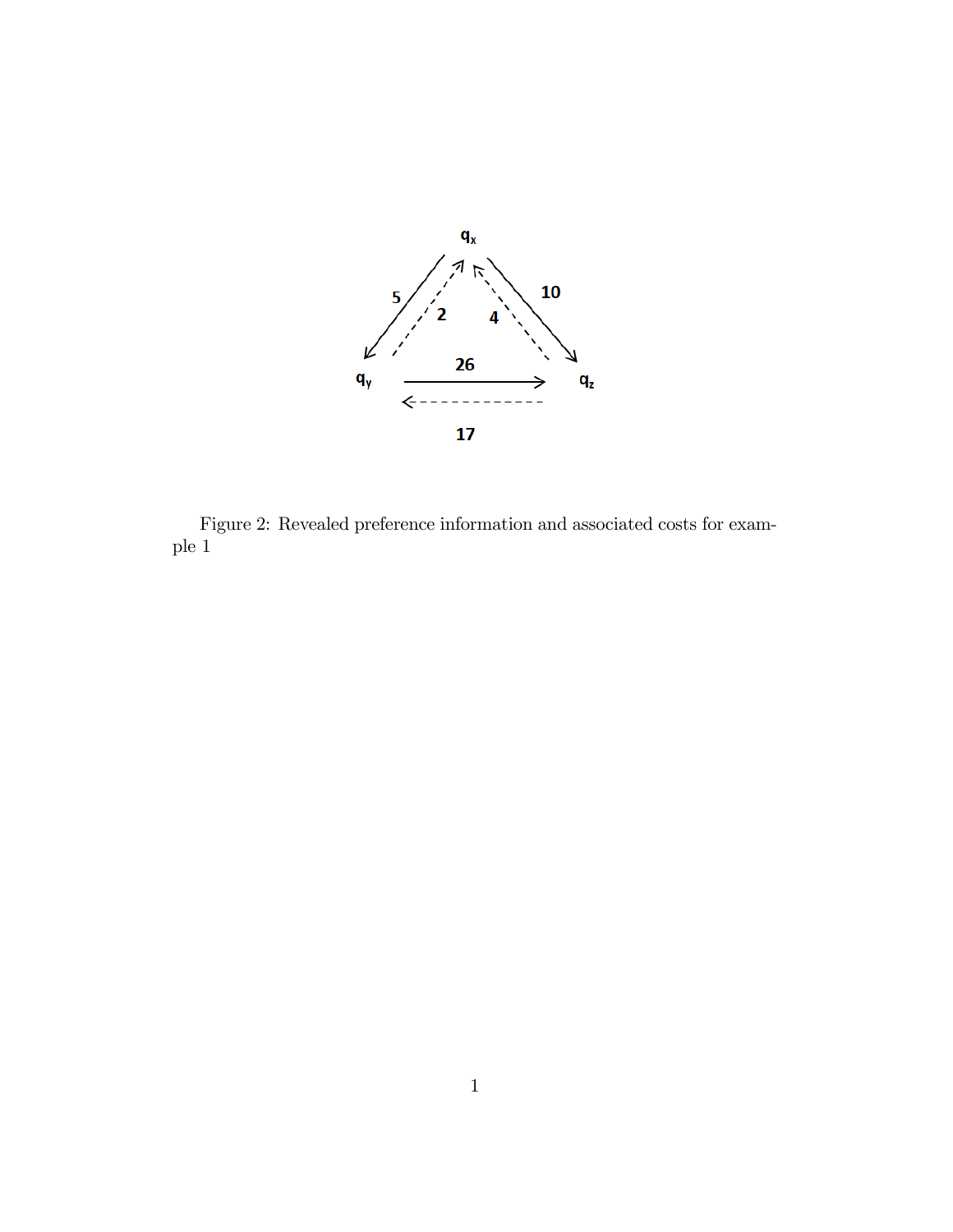$q_x$

5

2

4

10

$q_y$

26

$q_z$

17

Figure 2: Revealed preference information and associated costs for example 1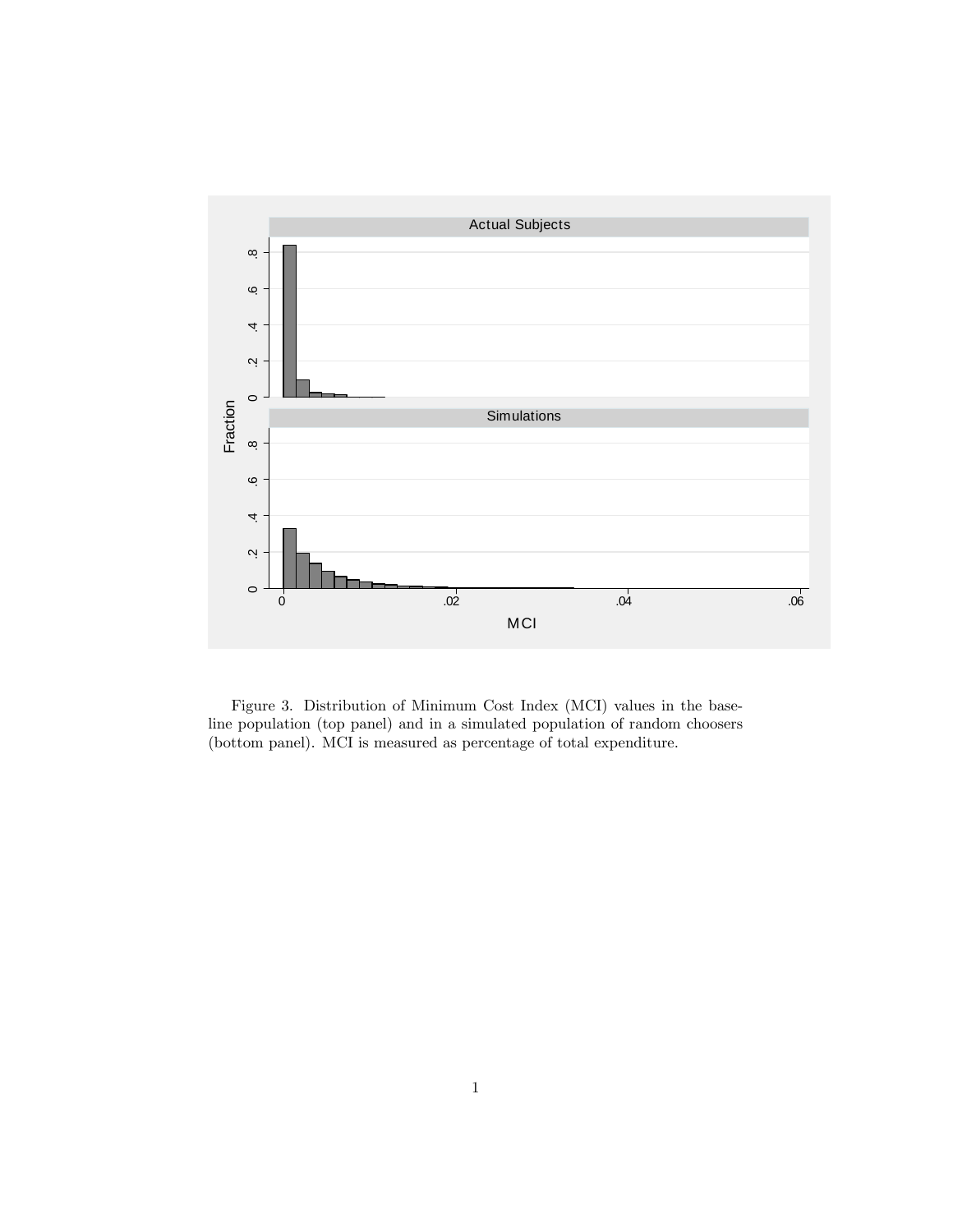Actual Subjects

Simulations

Fraction

0
.2
.4
.6
.8

0
.2
.4
.6
.8

0
.02
.04
.06

MCI

Figure 3. Distribution of Minimum Cost Index (MCI) values in the baseline population (top panel) and in a simulated population of random choosers (bottom panel). MCI is measured as percentage of total expenditure.